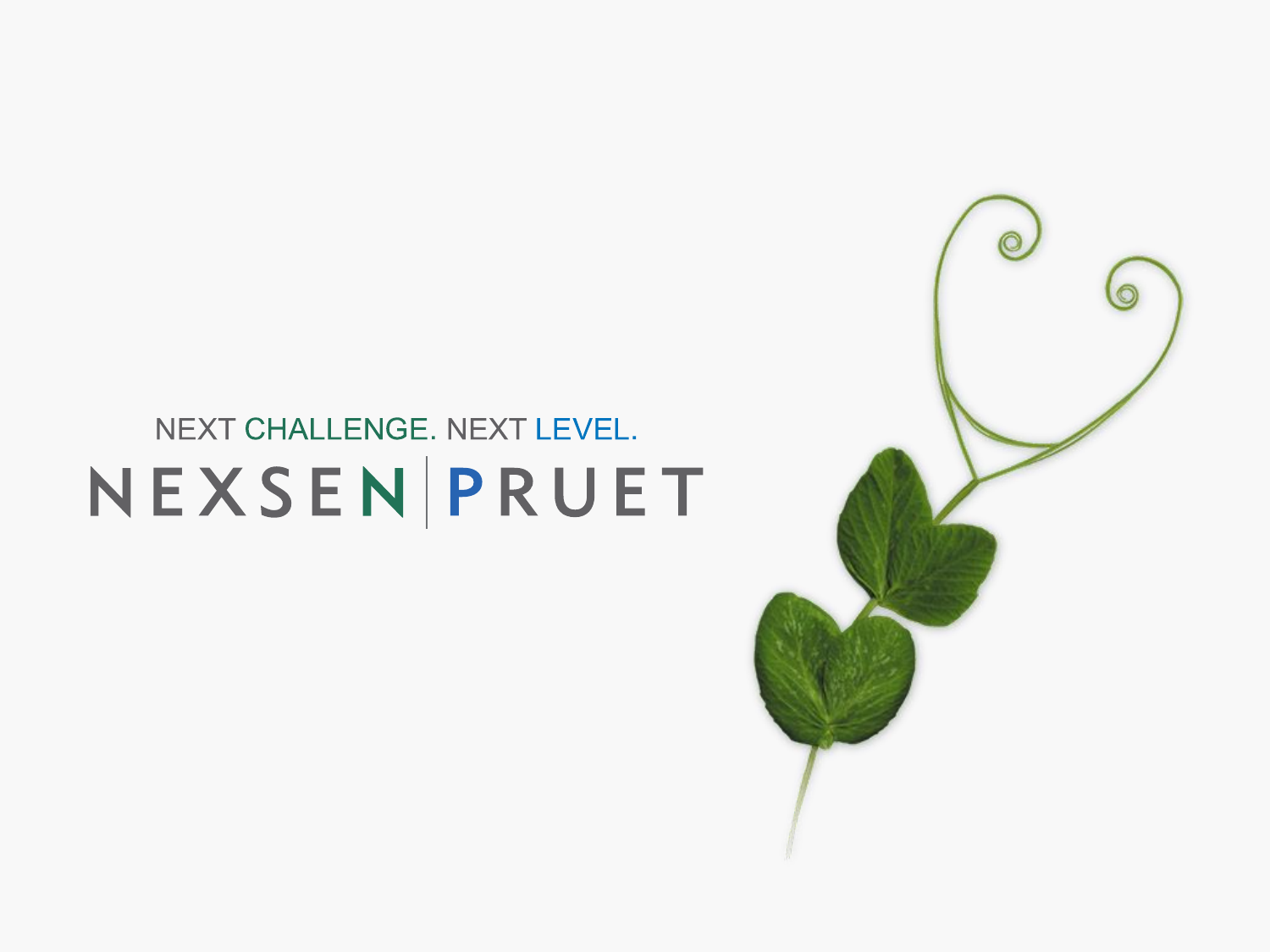NEXT CHALLENGE. NEXT LEVEL.

# NEXSEN | PRUET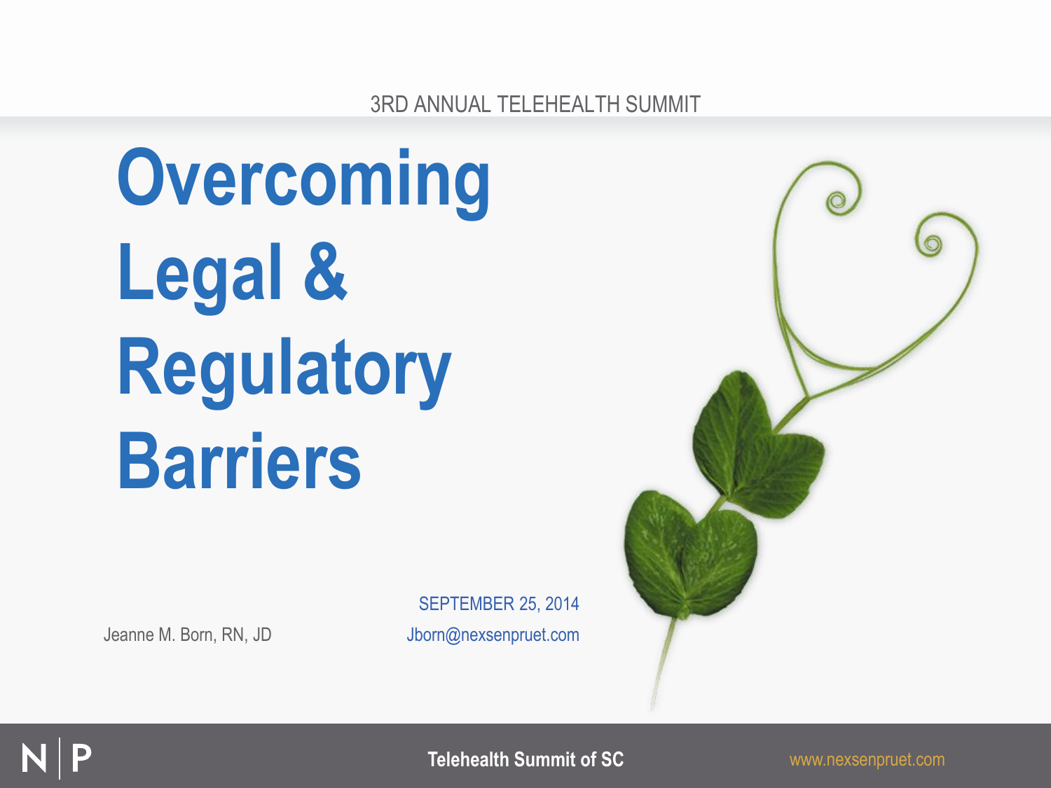3RD ANNUAL TELEHEALTH SUMMIT

# Overcoming Legal & Regulatory Barriers

SEPTEMBER 25, 2014

Jeanne M. Born, RN, JD

Jborn@nexsenpruet.com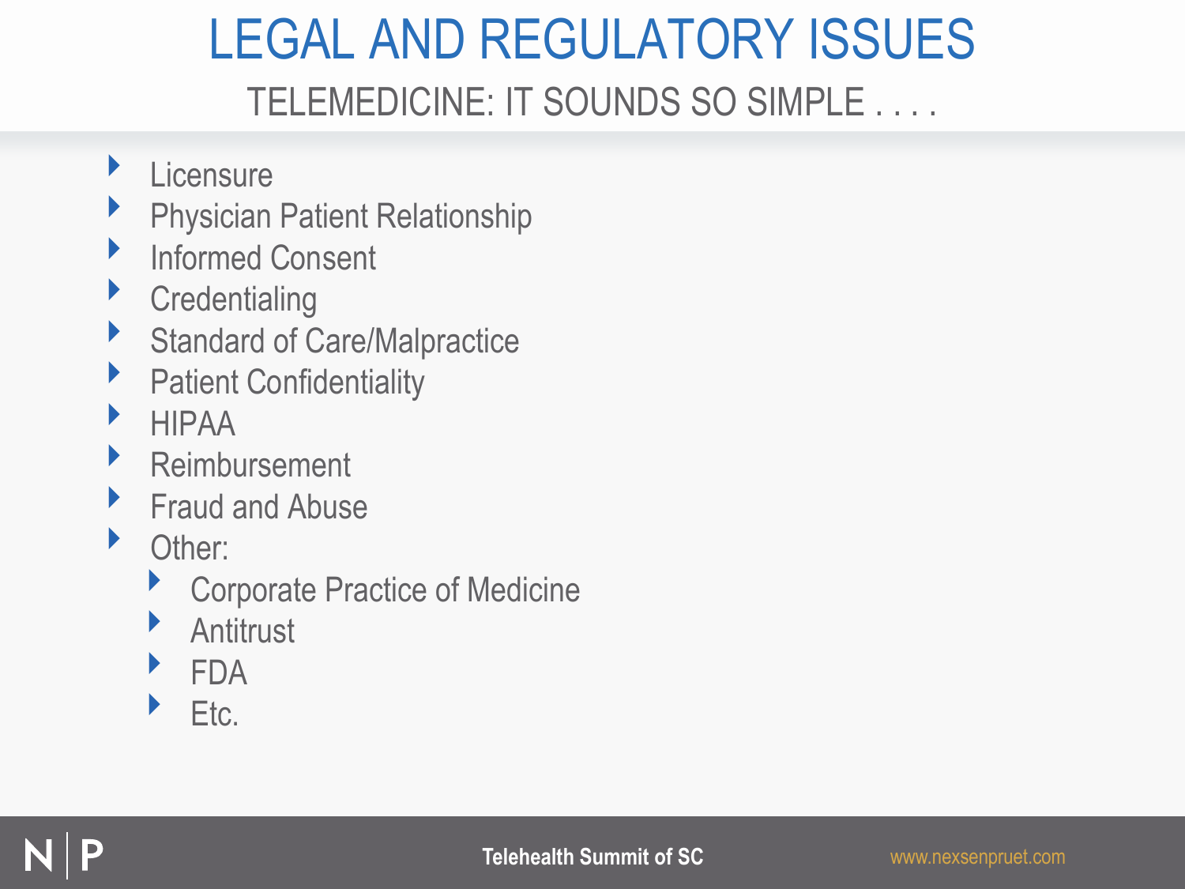# LEGAL AND REGULATORY ISSUES

## TELEMEDICINE: IT SOUNDS SO SIMPLE . . . .

- Licensure
- Physician Patient Relationship
- Informed Consent
- Credentialing
- Standard of Care/Malpractice
- Patient Confidentiality
- HIPAA
- Reimbursement
- Fraud and Abuse
- Other:
  - Corporate Practice of Medicine
  - Antitrust
  - FDA
  - Etc.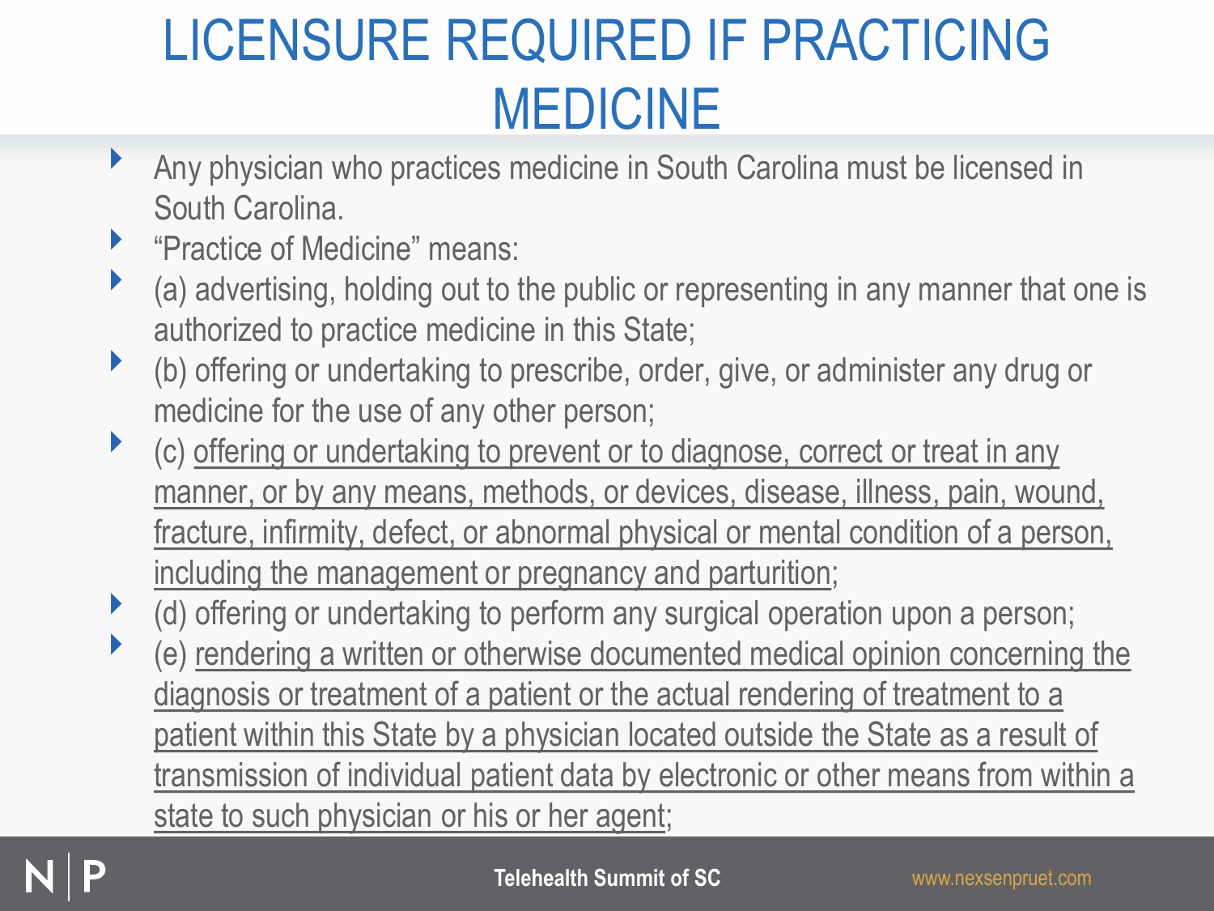# LICENSURE REQUIRED IF PRACTICING MEDICINE

- Any physician who practices medicine in South Carolina must be licensed in South Carolina.
- "Practice of Medicine" means:
- (a) advertising, holding out to the public or representing in any manner that one is authorized to practice medicine in this State;
- (b) offering or undertaking to prescribe, order, give, or administer any drug or medicine for the use of any other person;
- (c) <u>offering or undertaking to prevent or to diagnose, correct or treat in any manner, or by any means, methods, or devices, disease, illness, pain, wound, fracture, infirmity, defect, or abnormal physical or mental condition of a person, including the management or pregnancy and parturition</u>;
- (d) offering or undertaking to perform any surgical operation upon a person;
- (e) <u>rendering a written or otherwise documented medical opinion concerning the diagnosis or treatment of a patient or the actual rendering of treatment to a patient within this State by a physician located outside the State as a result of transmission of individual patient data by electronic or other means from within a state to such physician or his or her agent</u>;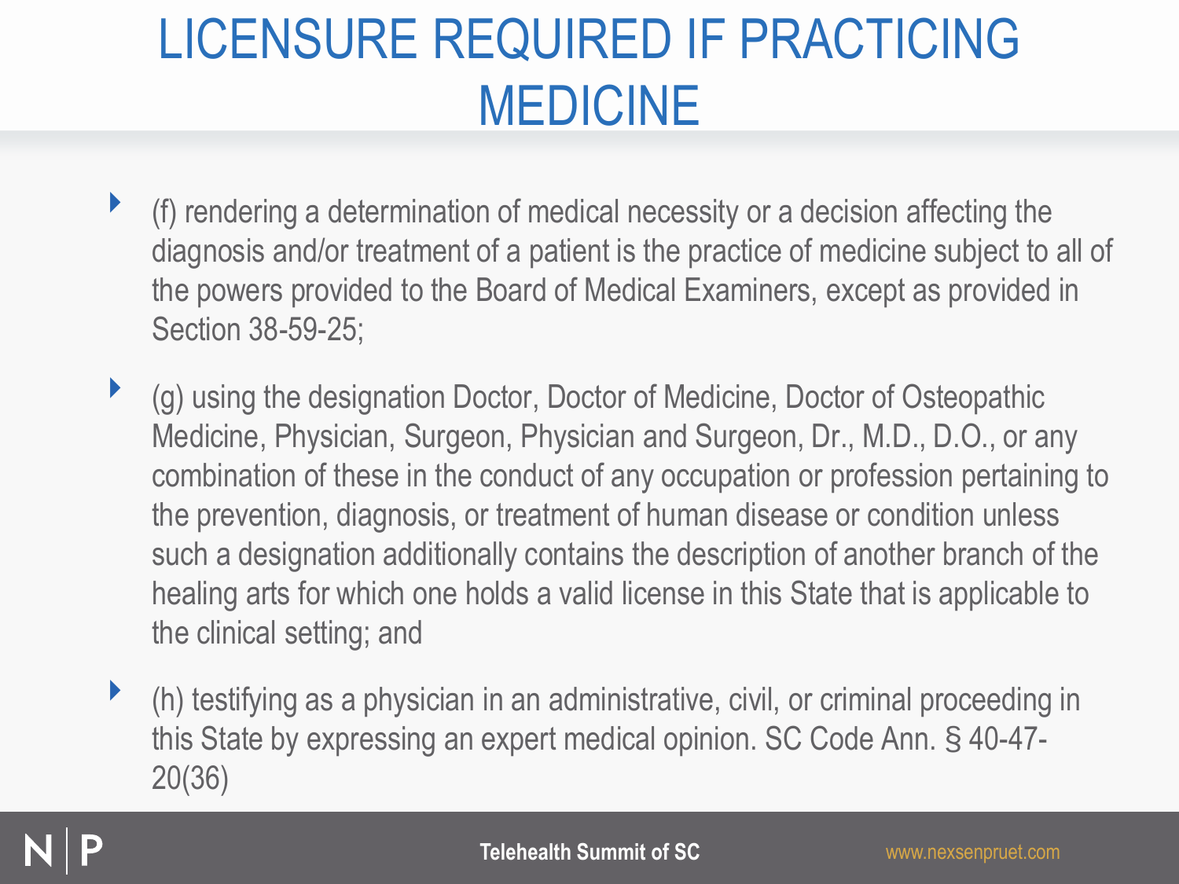# LICENSURE REQUIRED IF PRACTICING MEDICINE

- (f) rendering a determination of medical necessity or a decision affecting the diagnosis and/or treatment of a patient is the practice of medicine subject to all of the powers provided to the Board of Medical Examiners, except as provided in Section 38-59-25;
- (g) using the designation Doctor, Doctor of Medicine, Doctor of Osteopathic Medicine, Physician, Surgeon, Physician and Surgeon, Dr., M.D., D.O., or any combination of these in the conduct of any occupation or profession pertaining to the prevention, diagnosis, or treatment of human disease or condition unless such a designation additionally contains the description of another branch of the healing arts for which one holds a valid license in this State that is applicable to the clinical setting; and
- (h) testifying as a physician in an administrative, civil, or criminal proceeding in this State by expressing an expert medical opinion. SC Code Ann. § 40-47-20(36)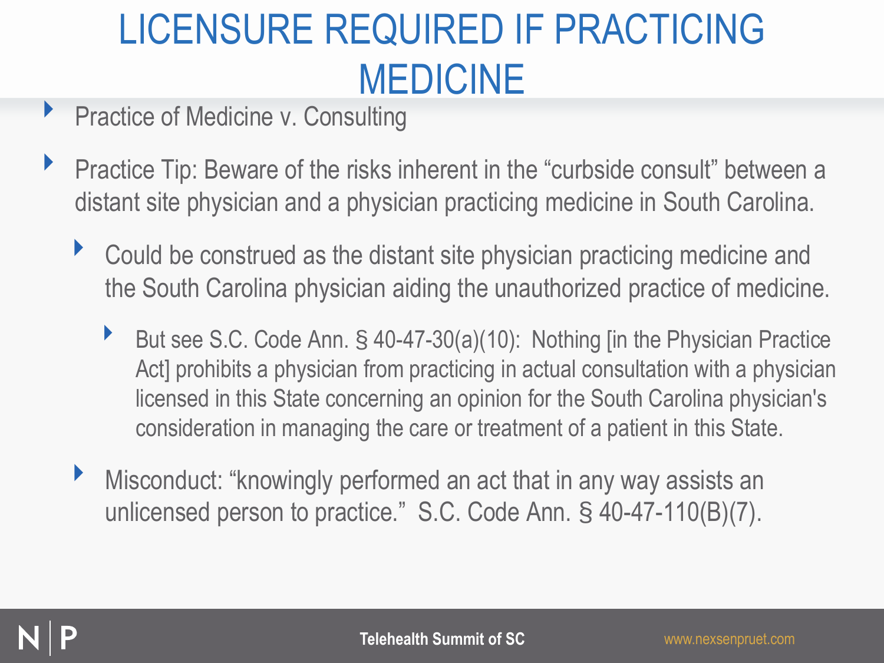# LICENSURE REQUIRED IF PRACTICING MEDICINE

- Practice of Medicine v. Consulting
- Practice Tip: Beware of the risks inherent in the “curbside consult” between a distant site physician and a physician practicing medicine in South Carolina.
  - Could be construed as the distant site physician practicing medicine and the South Carolina physician aiding the unauthorized practice of medicine.
    - But see S.C. Code Ann. § 40-47-30(a)(10): Nothing [in the Physician Practice Act] prohibits a physician from practicing in actual consultation with a physician licensed in this State concerning an opinion for the South Carolina physician's consideration in managing the care or treatment of a patient in this State.
  - Misconduct: “knowingly performed an act that in any way assists an unlicensed person to practice.” S.C. Code Ann. § 40-47-110(B)(7).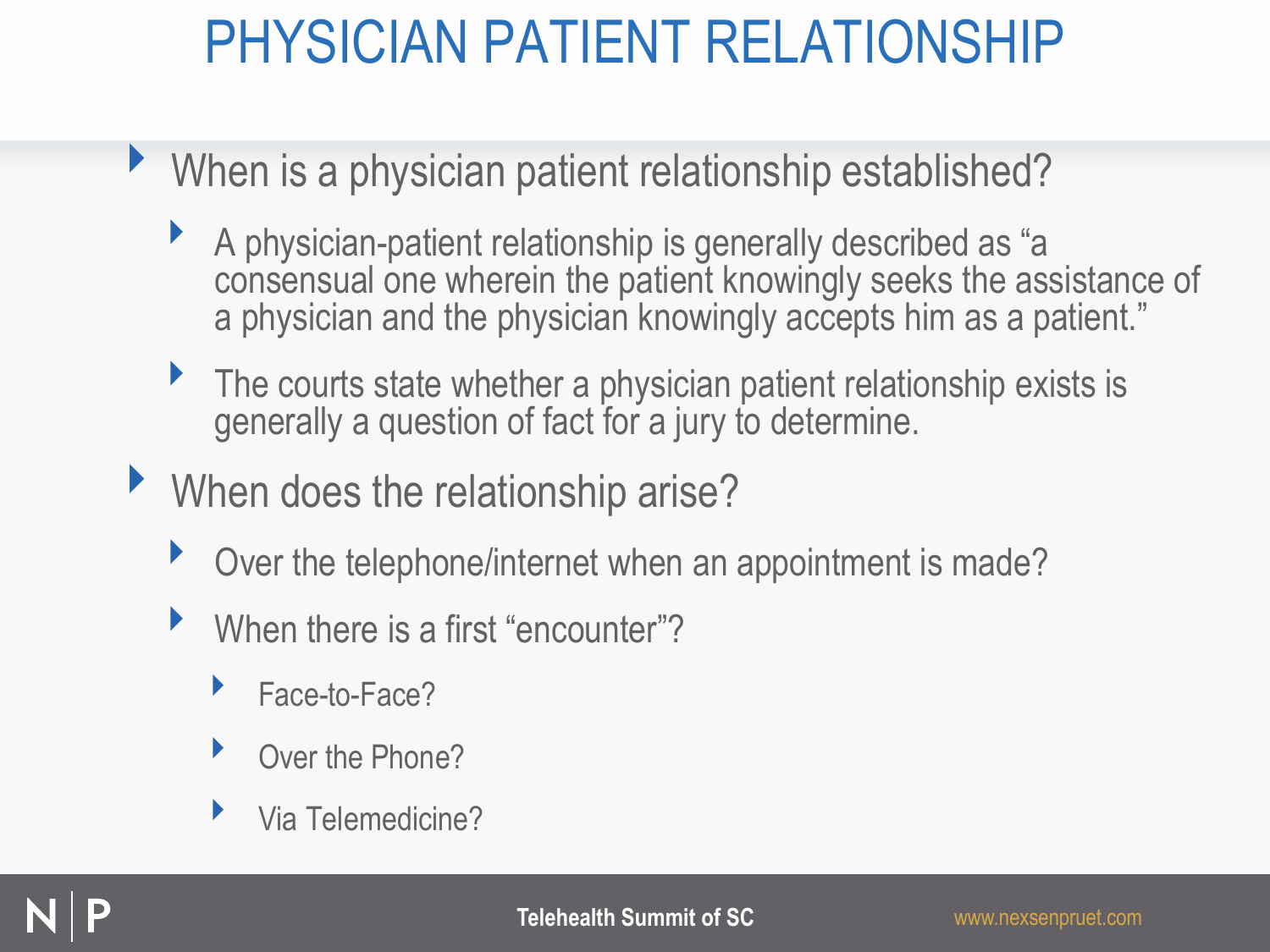# PHYSICIAN PATIENT RELATIONSHIP

- When is a physician patient relationship established?
  - A physician-patient relationship is generally described as "a consensual one wherein the patient knowingly seeks the assistance of a physician and the physician knowingly accepts him as a patient."
  - The courts state whether a physician patient relationship exists is generally a question of fact for a jury to determine.
- When does the relationship arise?
  - Over the telephone/internet when an appointment is made?
  - When there is a first "encounter"?
    - Face-to-Face?
    - Over the Phone?
    - Via Telemedicine?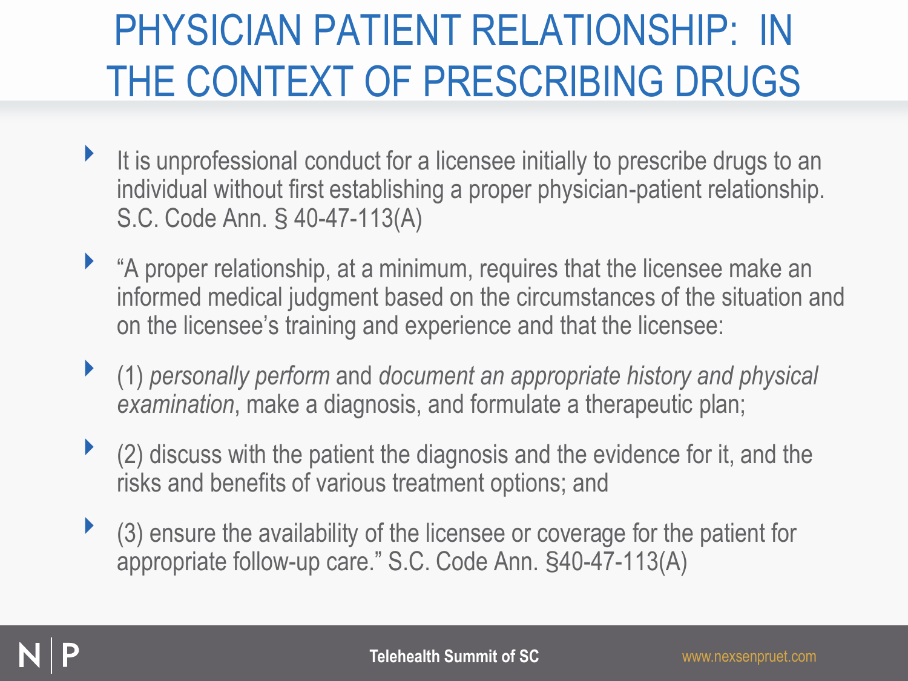# PHYSICIAN PATIENT RELATIONSHIP: IN THE CONTEXT OF PRESCRIBING DRUGS

- It is unprofessional conduct for a licensee initially to prescribe drugs to an individual without first establishing a proper physician-patient relationship. S.C. Code Ann. § 40-47-113(A)
- "A proper relationship, at a minimum, requires that the licensee make an informed medical judgment based on the circumstances of the situation and on the licensee's training and experience and that the licensee:
- (1) *personally perform* and *document an appropriate history and physical examination*, make a diagnosis, and formulate a therapeutic plan;
- (2) discuss with the patient the diagnosis and the evidence for it, and the risks and benefits of various treatment options; and
- (3) ensure the availability of the licensee or coverage for the patient for appropriate follow-up care." S.C. Code Ann. §40-47-113(A)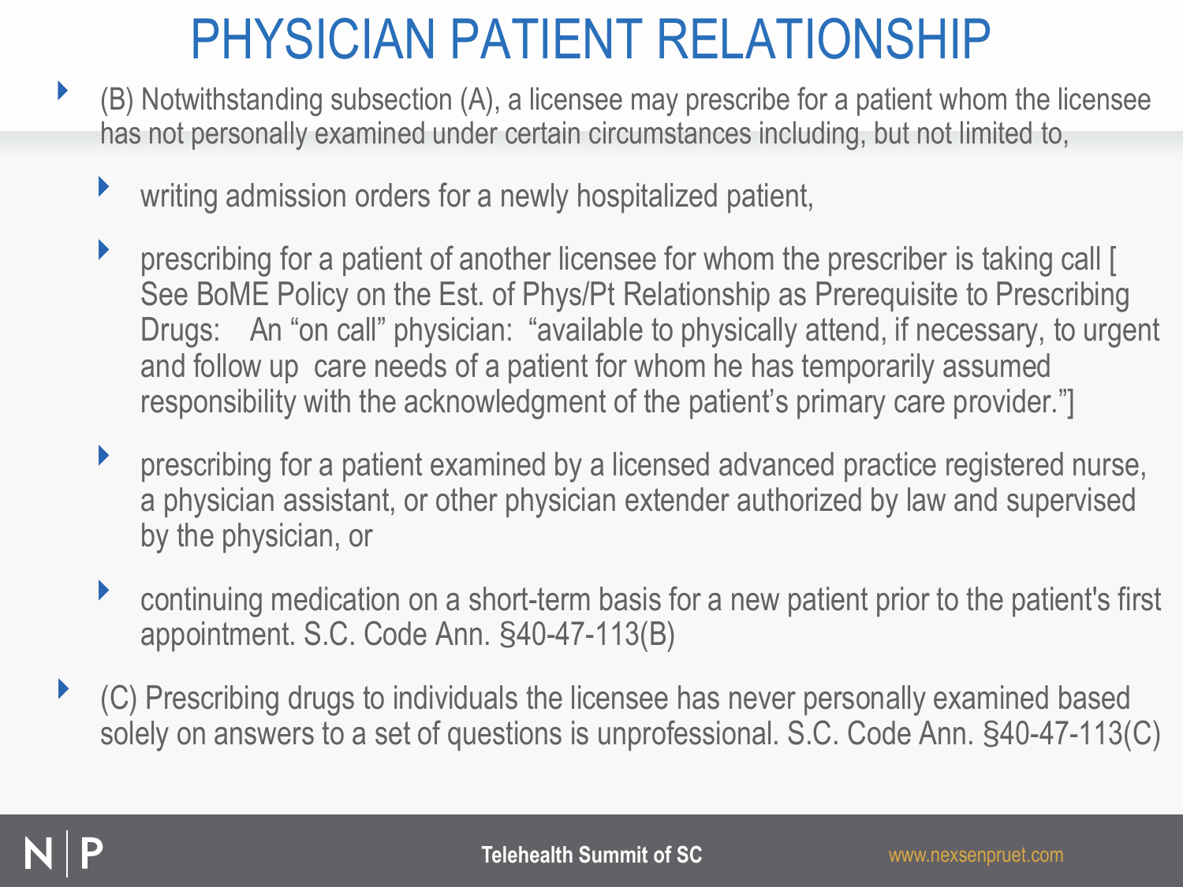# PHYSICIAN PATIENT RELATIONSHIP

- (B) Notwithstanding subsection (A), a licensee may prescribe for a patient whom the licensee has not personally examined under certain circumstances including, but not limited to,
  - writing admission orders for a newly hospitalized patient,
  - prescribing for a patient of another licensee for whom the prescriber is taking call [ See BoME Policy on the Est. of Phys/Pt Relationship as Prerequisite to Prescribing Drugs: An "on call" physician: "available to physically attend, if necessary, to urgent and follow up care needs of a patient for whom he has temporarily assumed responsibility with the acknowledgment of the patient's primary care provider."]
  - prescribing for a patient examined by a licensed advanced practice registered nurse, a physician assistant, or other physician extender authorized by law and supervised by the physician, or
  - continuing medication on a short-term basis for a new patient prior to the patient's first appointment. S.C. Code Ann. §40-47-113(B)
- (C) Prescribing drugs to individuals the licensee has never personally examined based solely on answers to a set of questions is unprofessional. S.C. Code Ann. §40-47-113(C)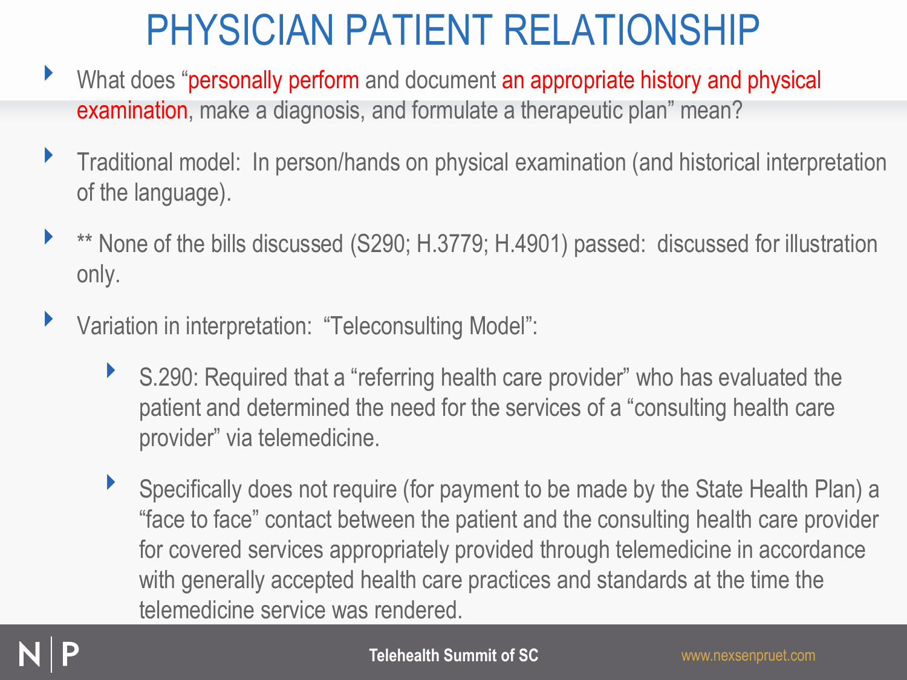# PHYSICIAN PATIENT RELATIONSHIP

- What does "personally perform and document an appropriate history and physical examination, make a diagnosis, and formulate a therapeutic plan" mean?
- Traditional model: In person/hands on physical examination (and historical interpretation of the language).
- ** None of the bills discussed (S290; H.3779; H.4901) passed: discussed for illustration only.
- Variation in interpretation: "Teleconsulting Model":
  - S.290: Required that a "referring health care provider" who has evaluated the patient and determined the need for the services of a "consulting health care provider" via telemedicine.
  - Specifically does not require (for payment to be made by the State Health Plan) a "face to face" contact between the patient and the consulting health care provider for covered services appropriately provided through telemedicine in accordance with generally accepted health care practices and standards at the time the telemedicine service was rendered.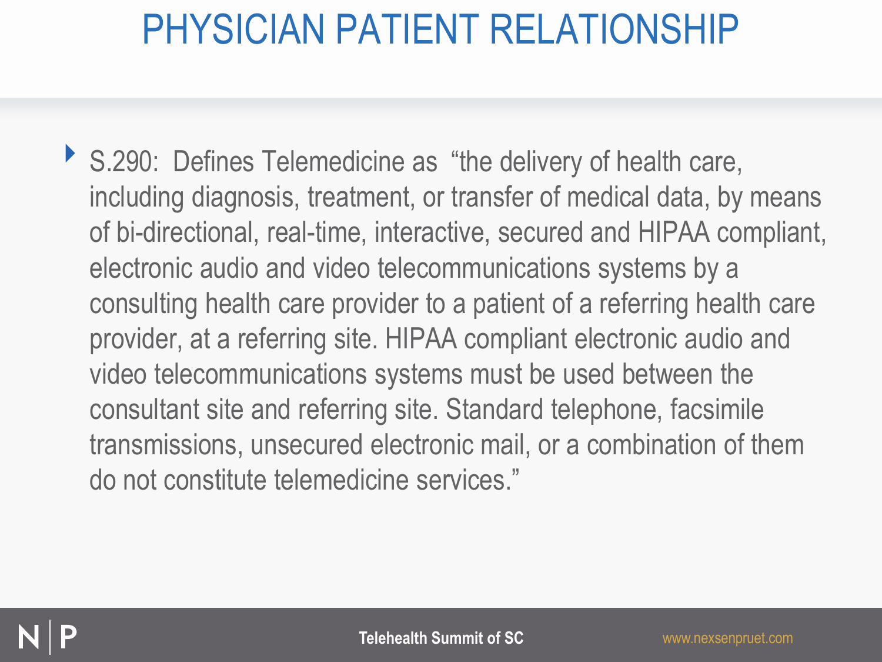# PHYSICIAN PATIENT RELATIONSHIP

- S.290: Defines Telemedicine as "the delivery of health care, including diagnosis, treatment, or transfer of medical data, by means of bi-directional, real-time, interactive, secured and HIPAA compliant, electronic audio and video telecommunications systems by a consulting health care provider to a patient of a referring health care provider, at a referring site. HIPAA compliant electronic audio and video telecommunications systems must be used between the consultant site and referring site. Standard telephone, facsimile transmissions, unsecured electronic mail, or a combination of them do not constitute telemedicine services."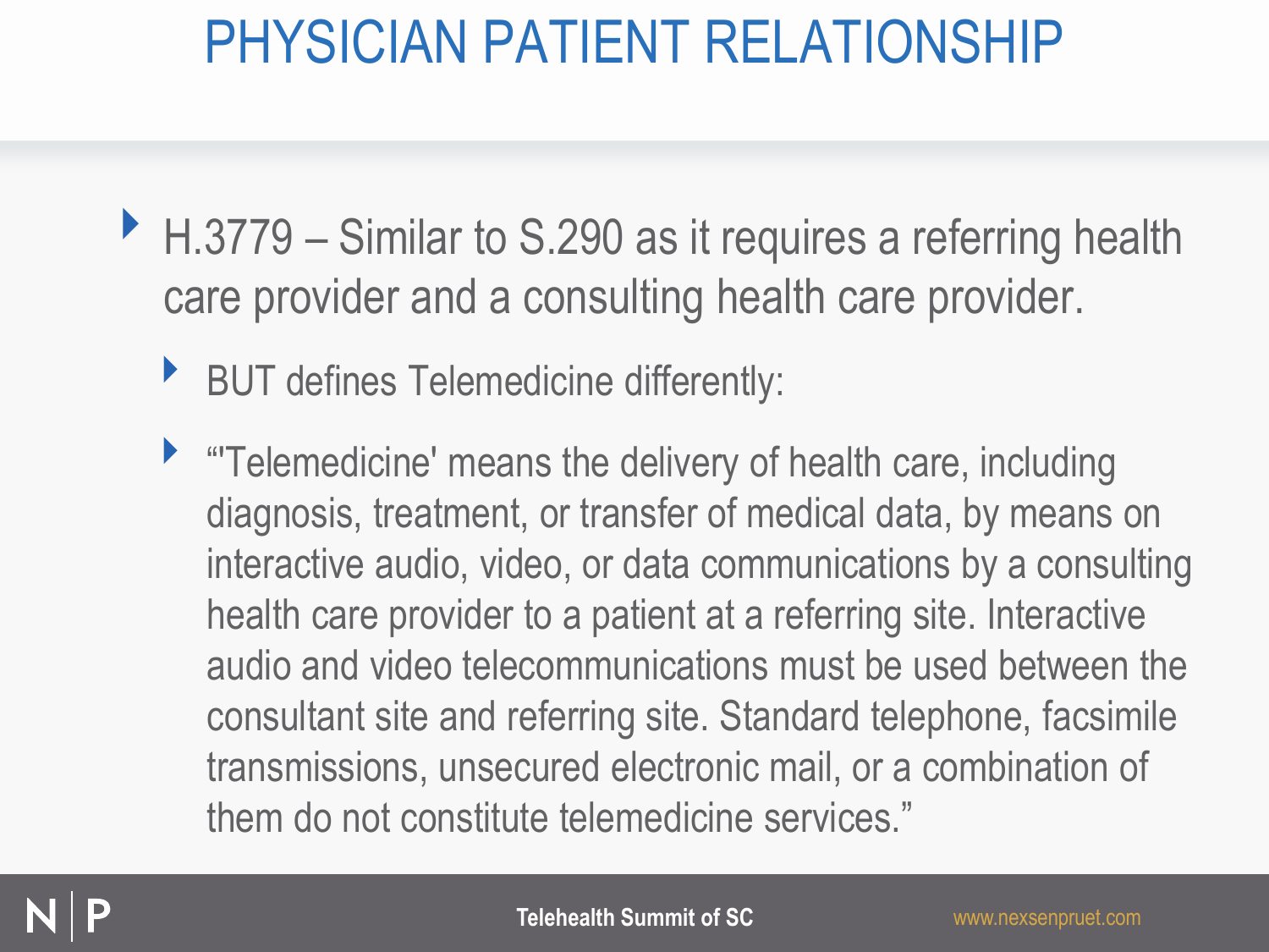# PHYSICIAN PATIENT RELATIONSHIP

- H.3779 – Similar to S.290 as it requires a referring health care provider and a consulting health care provider.
  - BUT defines Telemedicine differently:
  - "'Telemedicine' means the delivery of health care, including diagnosis, treatment, or transfer of medical data, by means on interactive audio, video, or data communications by a consulting health care provider to a patient at a referring site. Interactive audio and video telecommunications must be used between the consultant site and referring site. Standard telephone, facsimile transmissions, unsecured electronic mail, or a combination of them do not constitute telemedicine services."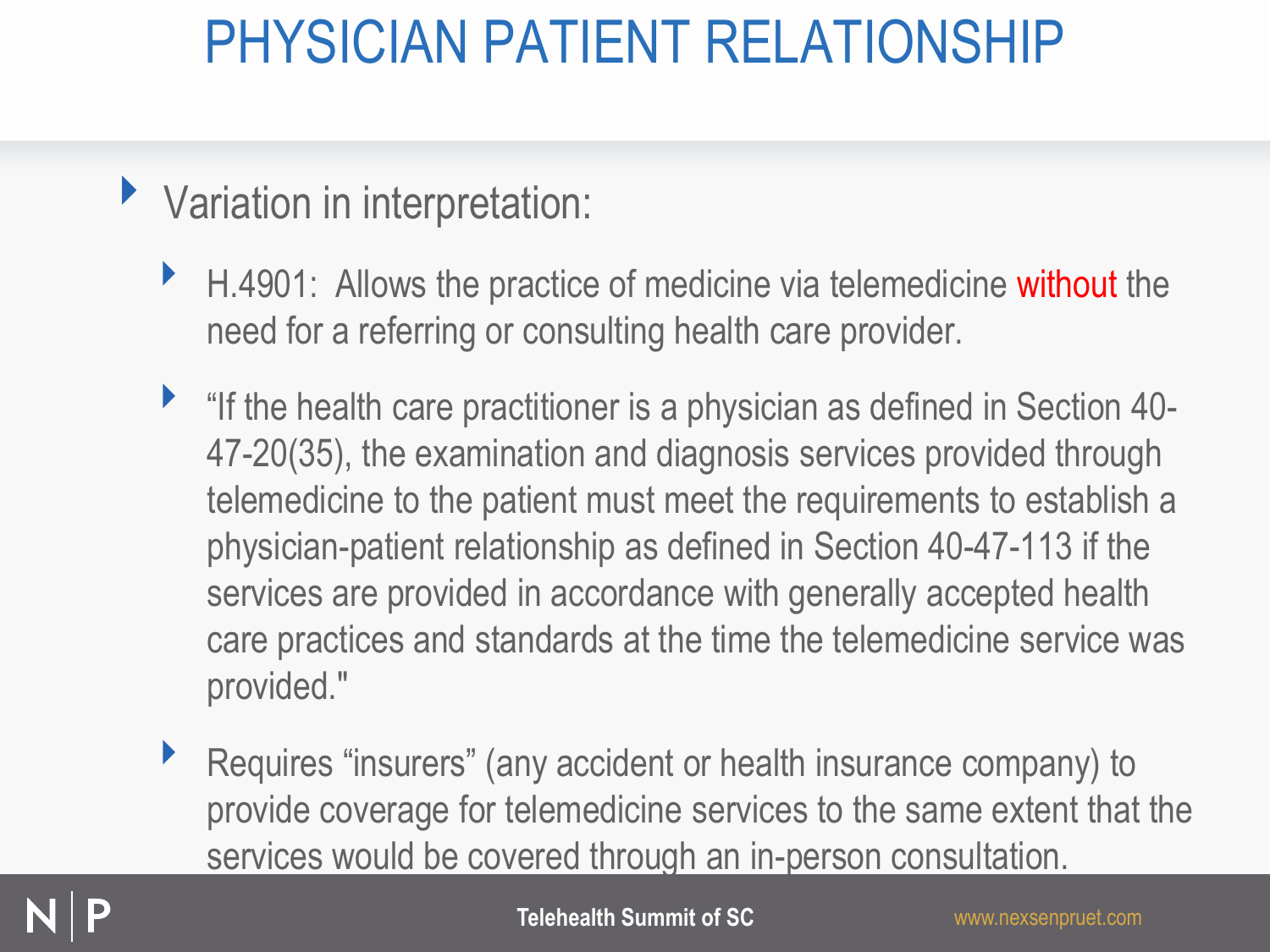# PHYSICIAN PATIENT RELATIONSHIP

- Variation in interpretation:
  - H.4901: Allows the practice of medicine via telemedicine without the need for a referring or consulting health care provider.
  - "If the health care practitioner is a physician as defined in Section 40-47-20(35), the examination and diagnosis services provided through telemedicine to the patient must meet the requirements to establish a physician-patient relationship as defined in Section 40-47-113 if the services are provided in accordance with generally accepted health care practices and standards at the time the telemedicine service was provided."
  - Requires "insurers" (any accident or health insurance company) to provide coverage for telemedicine services to the same extent that the services would be covered through an in-person consultation.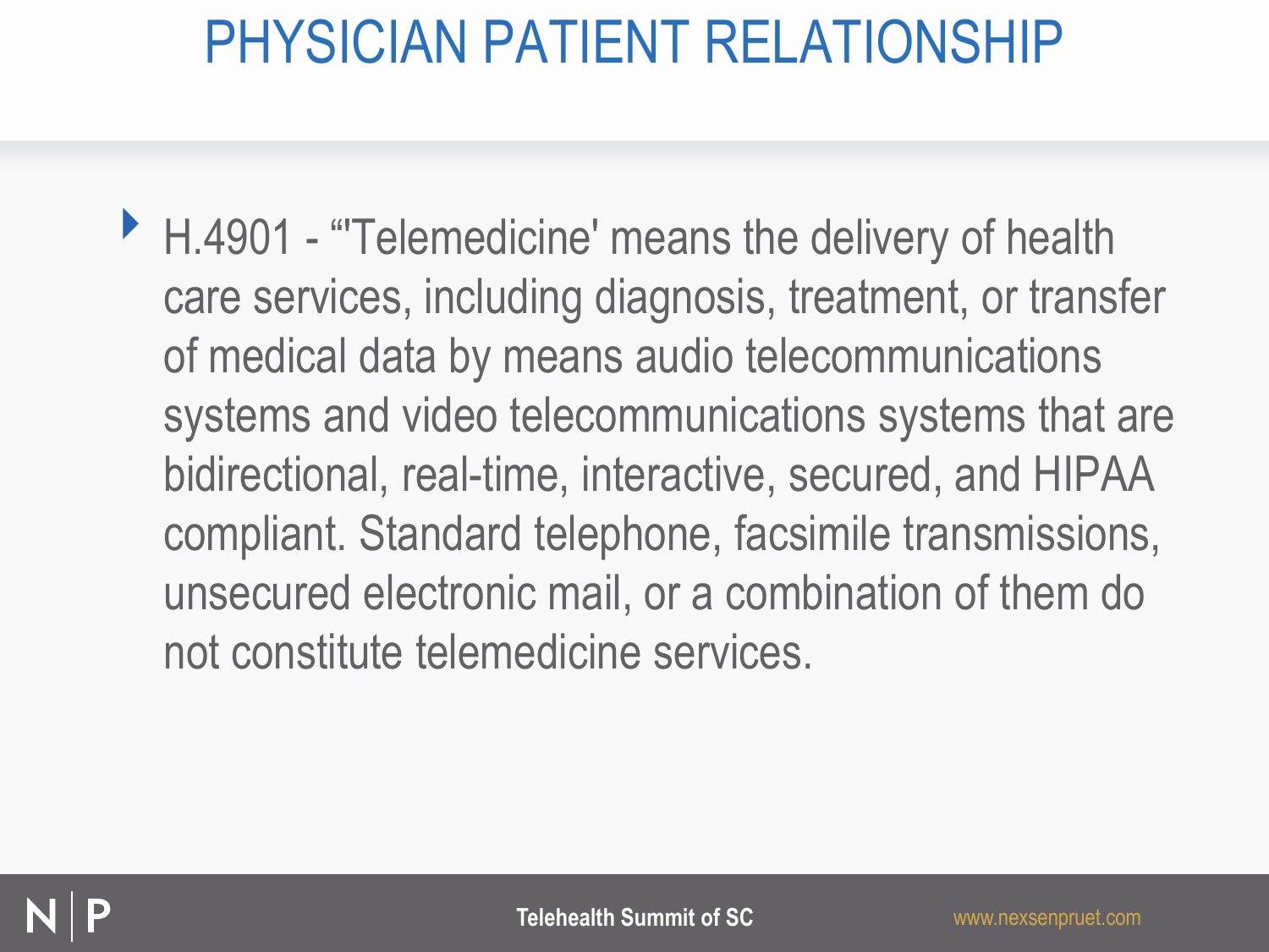# PHYSICIAN PATIENT RELATIONSHIP

- H.4901 - “'Telemedicine' means the delivery of health care services, including diagnosis, treatment, or transfer of medical data by means audio telecommunications systems and video telecommunications systems that are bidirectional, real-time, interactive, secured, and HIPAA compliant. Standard telephone, facsimile transmissions, unsecured electronic mail, or a combination of them do not constitute telemedicine services.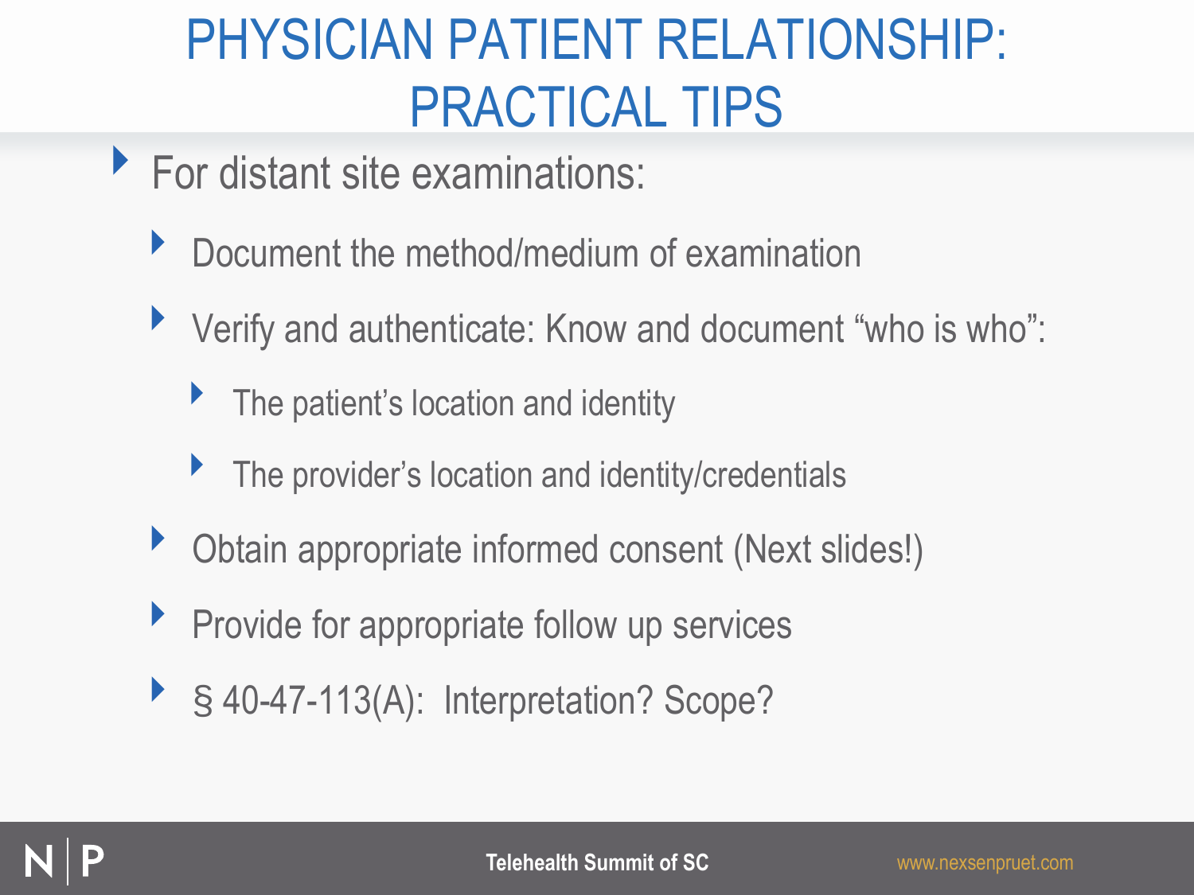# PHYSICIAN PATIENT RELATIONSHIP: PRACTICAL TIPS

- For distant site examinations:
  - Document the method/medium of examination
  - Verify and authenticate: Know and document "who is who":
    - The patient's location and identity
    - The provider's location and identity/credentials
  - Obtain appropriate informed consent (Next slides!)
  - Provide for appropriate follow up services
  - § 40-47-113(A): Interpretation? Scope?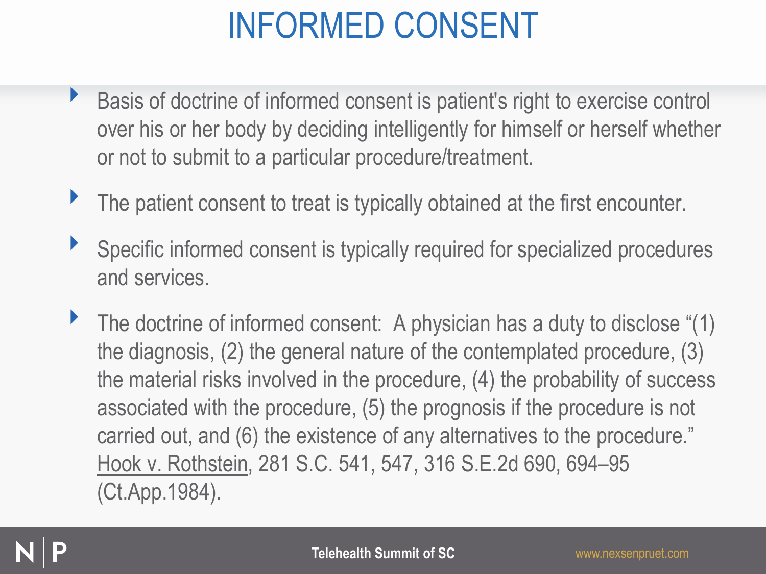# INFORMED CONSENT

- Basis of doctrine of informed consent is patient's right to exercise control over his or her body by deciding intelligently for himself or herself whether or not to submit to a particular procedure/treatment.
- The patient consent to treat is typically obtained at the first encounter.
- Specific informed consent is typically required for specialized procedures and services.
- The doctrine of informed consent: A physician has a duty to disclose "(1) the diagnosis, (2) the general nature of the contemplated procedure, (3) the material risks involved in the procedure, (4) the probability of success associated with the procedure, (5) the prognosis if the procedure is not carried out, and (6) the existence of any alternatives to the procedure." Hook v. Rothstein, 281 S.C. 541, 547, 316 S.E.2d 690, 694–95 (Ct.App.1984).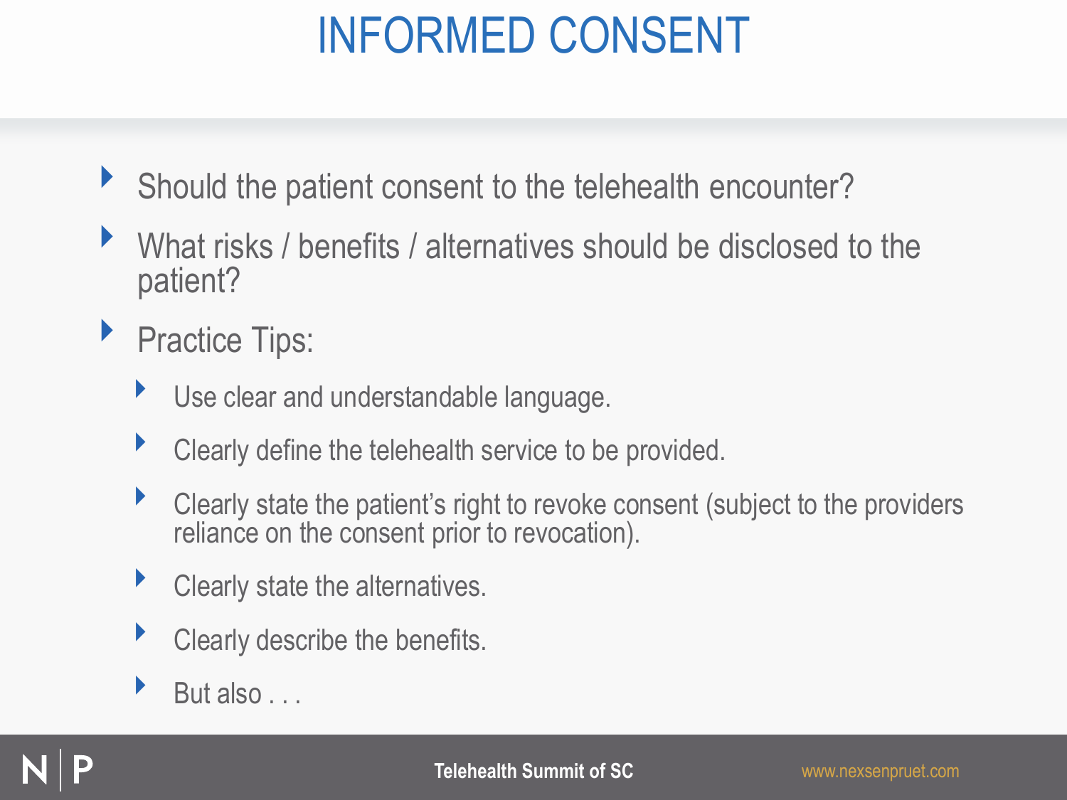# INFORMED CONSENT

- Should the patient consent to the telehealth encounter?
- What risks / benefits / alternatives should be disclosed to the patient?
- Practice Tips:
  - Use clear and understandable language.
  - Clearly define the telehealth service to be provided.
  - Clearly state the patient's right to revoke consent (subject to the providers reliance on the consent prior to revocation).
  - Clearly state the alternatives.
  - Clearly describe the benefits.
  - But also . . .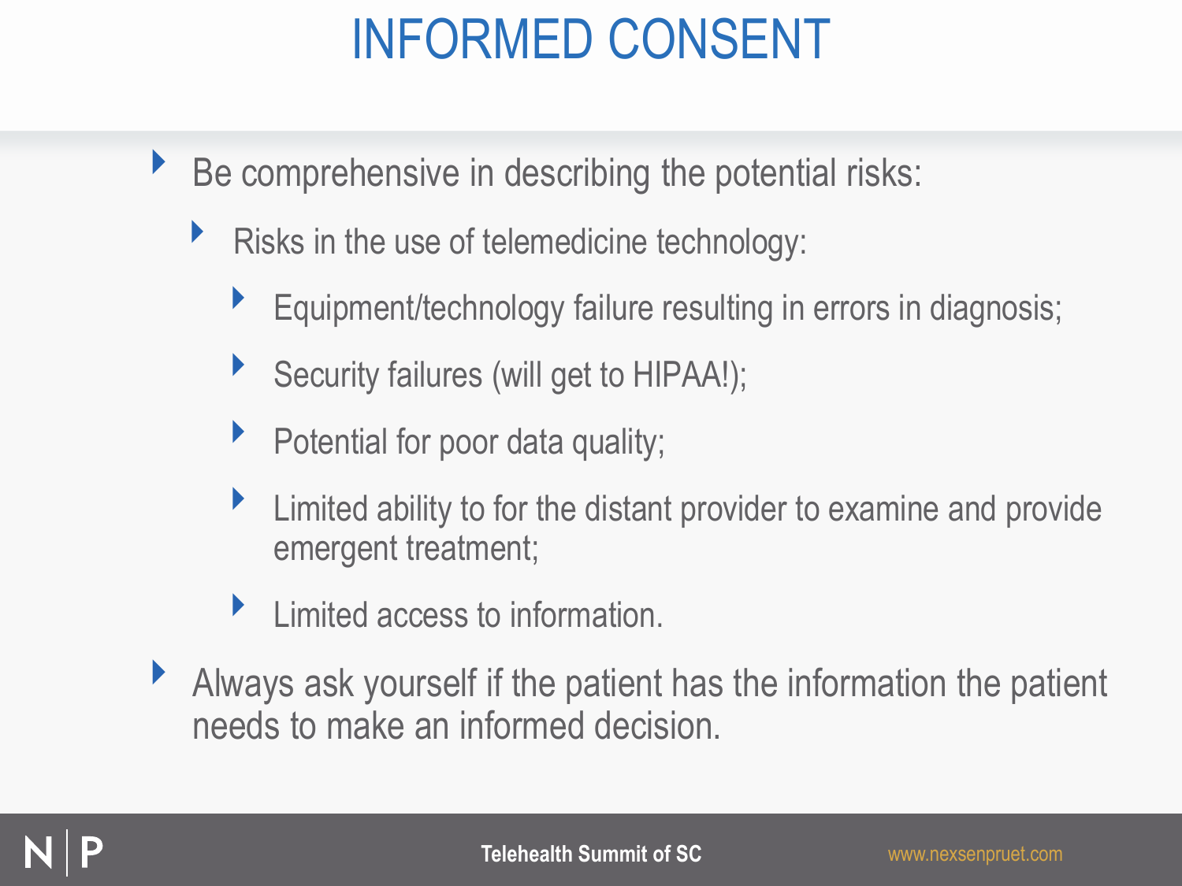# INFORMED CONSENT

- Be comprehensive in describing the potential risks:
  - Risks in the use of telemedicine technology:
    - Equipment/technology failure resulting in errors in diagnosis;
    - Security failures (will get to HIPAA!);
    - Potential for poor data quality;
    - Limited ability to for the distant provider to examine and provide emergent treatment;
    - Limited access to information.
- Always ask yourself if the patient has the information the patient needs to make an informed decision.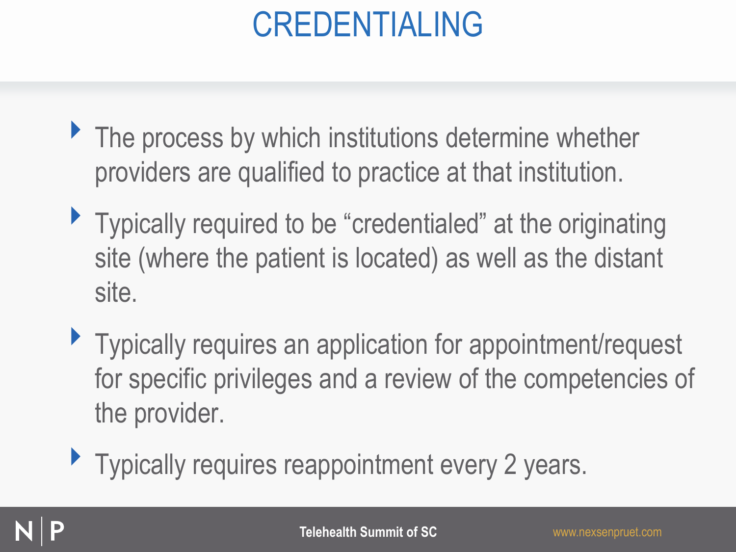# CREDENTIALING

- The process by which institutions determine whether providers are qualified to practice at that institution.
- Typically required to be "credentialed" at the originating site (where the patient is located) as well as the distant site.
- Typically requires an application for appointment/request for specific privileges and a review of the competencies of the provider.
- Typically requires reappointment every 2 years.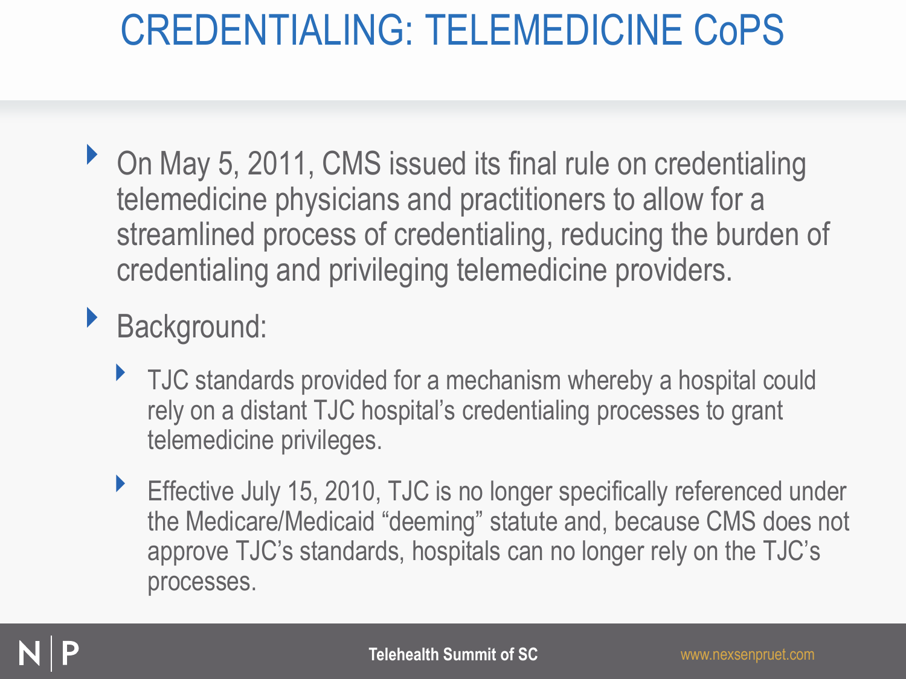# CREDENTIALING: TELEMEDICINE CoPS

- On May 5, 2011, CMS issued its final rule on credentialing telemedicine physicians and practitioners to allow for a streamlined process of credentialing, reducing the burden of credentialing and privileging telemedicine providers.
- Background:
  - TJC standards provided for a mechanism whereby a hospital could rely on a distant TJC hospital's credentialing processes to grant telemedicine privileges.
  - Effective July 15, 2010, TJC is no longer specifically referenced under the Medicare/Medicaid "deeming" statute and, because CMS does not approve TJC's standards, hospitals can no longer rely on the TJC's processes.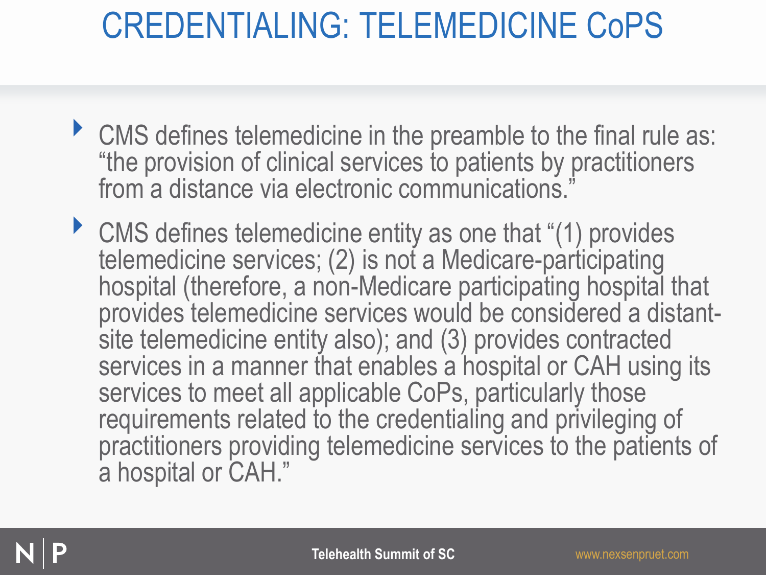# CREDENTIALING: TELEMEDICINE CoPS

- CMS defines telemedicine in the preamble to the final rule as: "the provision of clinical services to patients by practitioners from a distance via electronic communications."
- CMS defines telemedicine entity as one that "(1) provides telemedicine services; (2) is not a Medicare-participating hospital (therefore, a non-Medicare participating hospital that provides telemedicine services would be considered a distant-site telemedicine entity also); and (3) provides contracted services in a manner that enables a hospital or CAH using its services to meet all applicable CoPs, particularly those requirements related to the credentialing and privileging of practitioners providing telemedicine services to the patients of a hospital or CAH."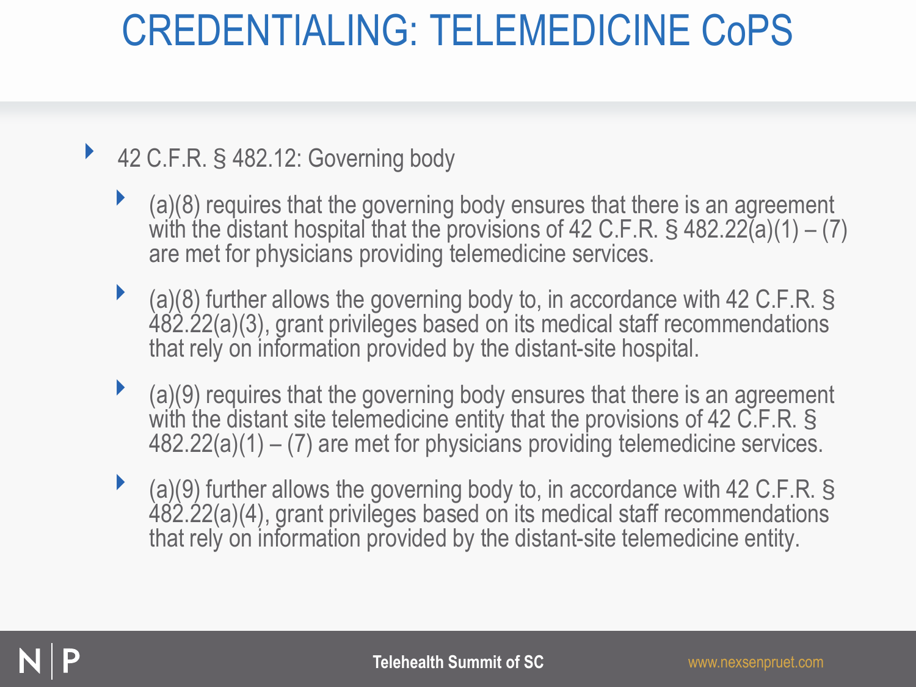# CREDENTIALING: TELEMEDICINE CoPS

- 42 C.F.R. § 482.12: Governing body
  - (a)(8) requires that the governing body ensures that there is an agreement with the distant hospital that the provisions of 42 C.F.R. § 482.22(a)(1) – (7) are met for physicians providing telemedicine services.
  - (a)(8) further allows the governing body to, in accordance with 42 C.F.R. § 482.22(a)(3), grant privileges based on its medical staff recommendations that rely on information provided by the distant-site hospital.
  - (a)(9) requires that the governing body ensures that there is an agreement with the distant site telemedicine entity that the provisions of 42 C.F.R. § 482.22(a)(1) – (7) are met for physicians providing telemedicine services.
  - (a)(9) further allows the governing body to, in accordance with 42 C.F.R. § 482.22(a)(4), grant privileges based on its medical staff recommendations that rely on information provided by the distant-site telemedicine entity.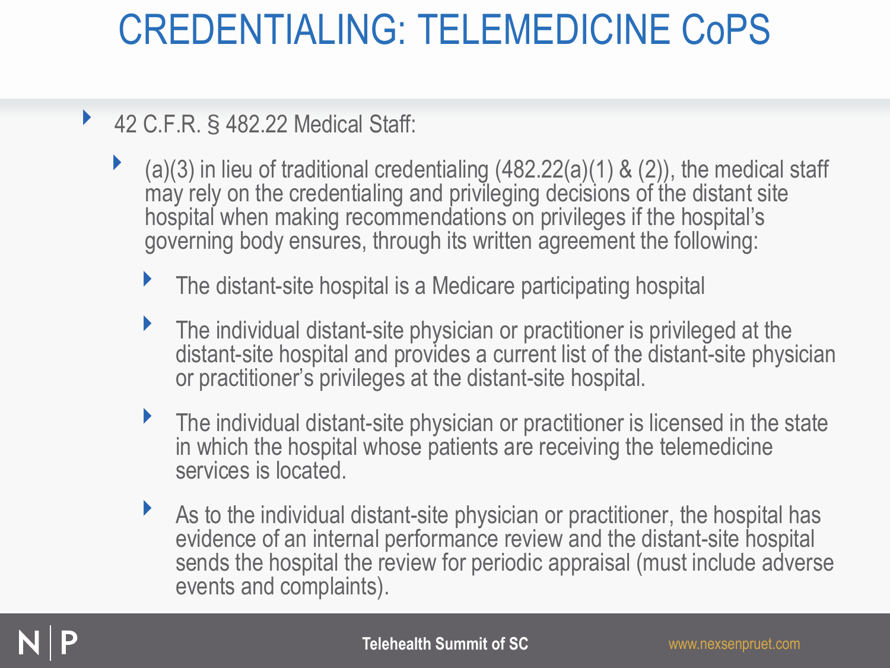# CREDENTIALING: TELEMEDICINE CoPS

- 42 C.F.R. § 482.22 Medical Staff:
  - (a)(3) in lieu of traditional credentialing (482.22(a)(1) & (2)), the medical staff may rely on the credentialing and privileging decisions of the distant site hospital when making recommendations on privileges if the hospital's governing body ensures, through its written agreement the following:
    - The distant-site hospital is a Medicare participating hospital
    - The individual distant-site physician or practitioner is privileged at the distant-site hospital and provides a current list of the distant-site physician or practitioner's privileges at the distant-site hospital.
    - The individual distant-site physician or practitioner is licensed in the state in which the hospital whose patients are receiving the telemedicine services is located.
    - As to the individual distant-site physician or practitioner, the hospital has evidence of an internal performance review and the distant-site hospital sends the hospital the review for periodic appraisal (must include adverse events and complaints).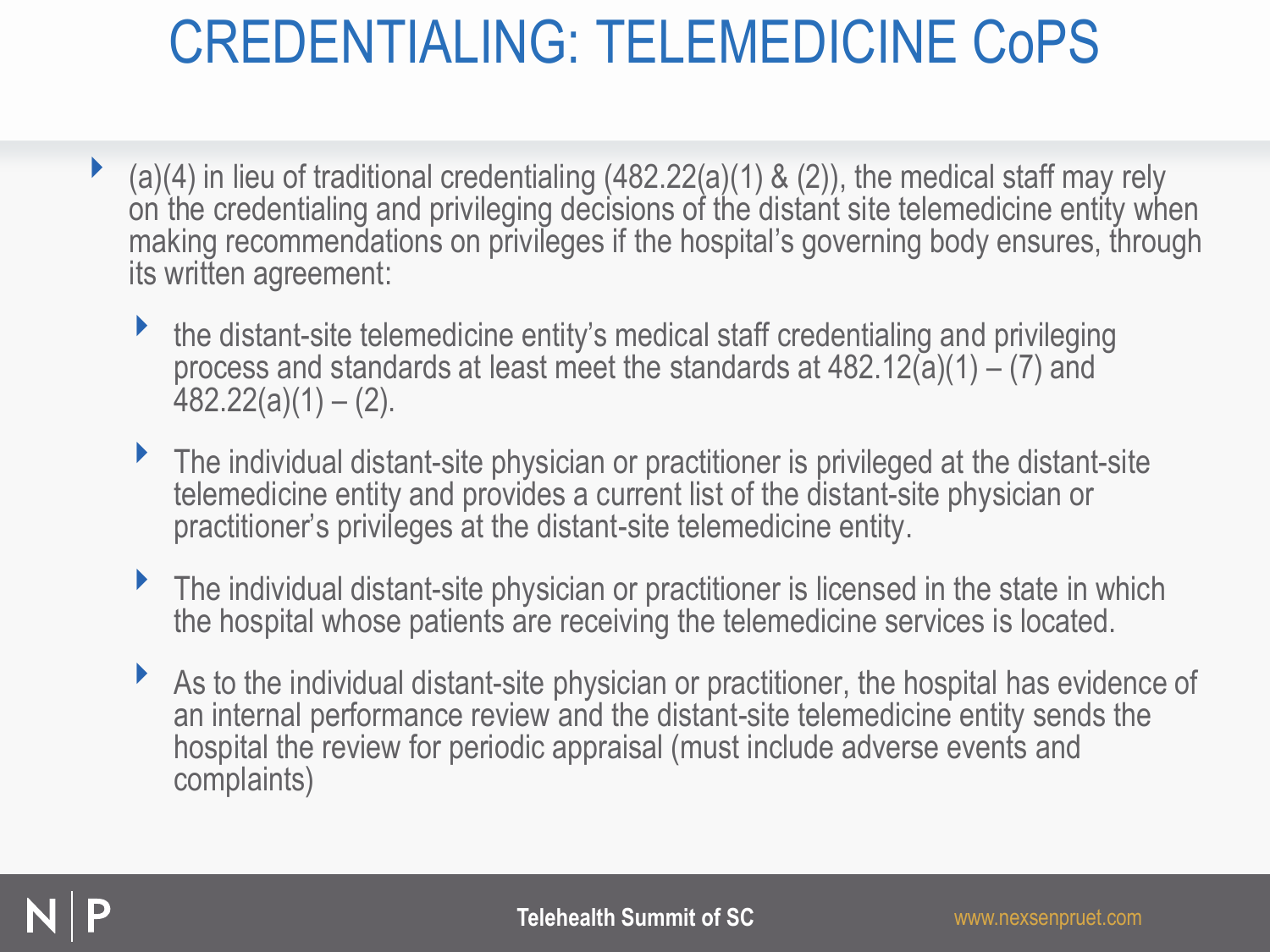# CREDENTIALING: TELEMEDICINE CoPS

- (a)(4) in lieu of traditional credentialing (482.22(a)(1) & (2)), the medical staff may rely on the credentialing and privileging decisions of the distant site telemedicine entity when making recommendations on privileges if the hospital's governing body ensures, through its written agreement:
  - the distant-site telemedicine entity's medical staff credentialing and privileging process and standards at least meet the standards at 482.12(a)(1) – (7) and 482.22(a)(1) – (2).
  - The individual distant-site physician or practitioner is privileged at the distant-site telemedicine entity and provides a current list of the distant-site physician or practitioner's privileges at the distant-site telemedicine entity.
  - The individual distant-site physician or practitioner is licensed in the state in which the hospital whose patients are receiving the telemedicine services is located.
  - As to the individual distant-site physician or practitioner, the hospital has evidence of an internal performance review and the distant-site telemedicine entity sends the hospital the review for periodic appraisal (must include adverse events and complaints)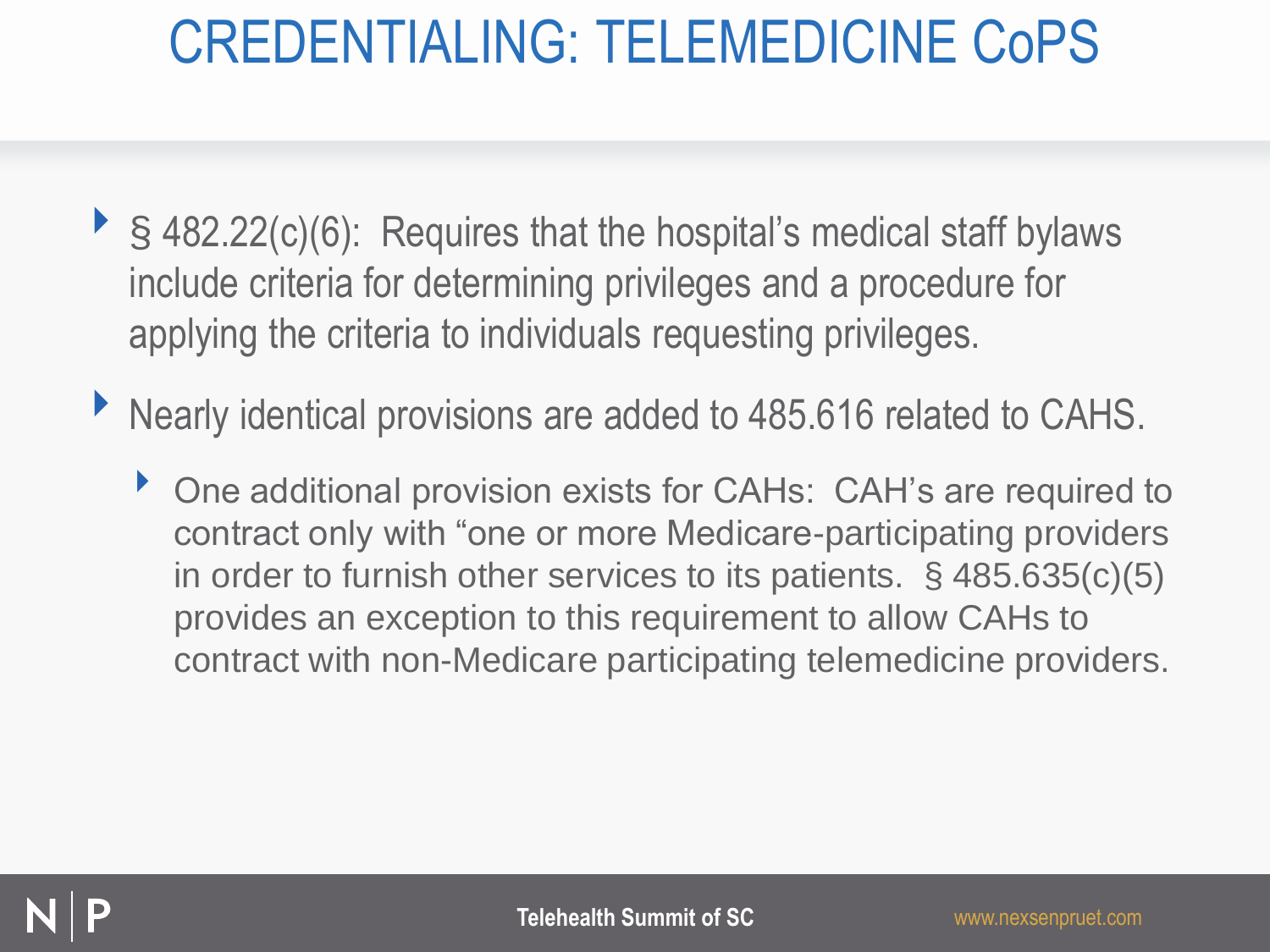# CREDENTIALING: TELEMEDICINE CoPS

- § 482.22(c)(6): Requires that the hospital's medical staff bylaws include criteria for determining privileges and a procedure for applying the criteria to individuals requesting privileges.
- Nearly identical provisions are added to 485.616 related to CAHS.
  - One additional provision exists for CAHs: CAH's are required to contract only with "one or more Medicare-participating providers in order to furnish other services to its patients. § 485.635(c)(5) provides an exception to this requirement to allow CAHs to contract with non-Medicare participating telemedicine providers.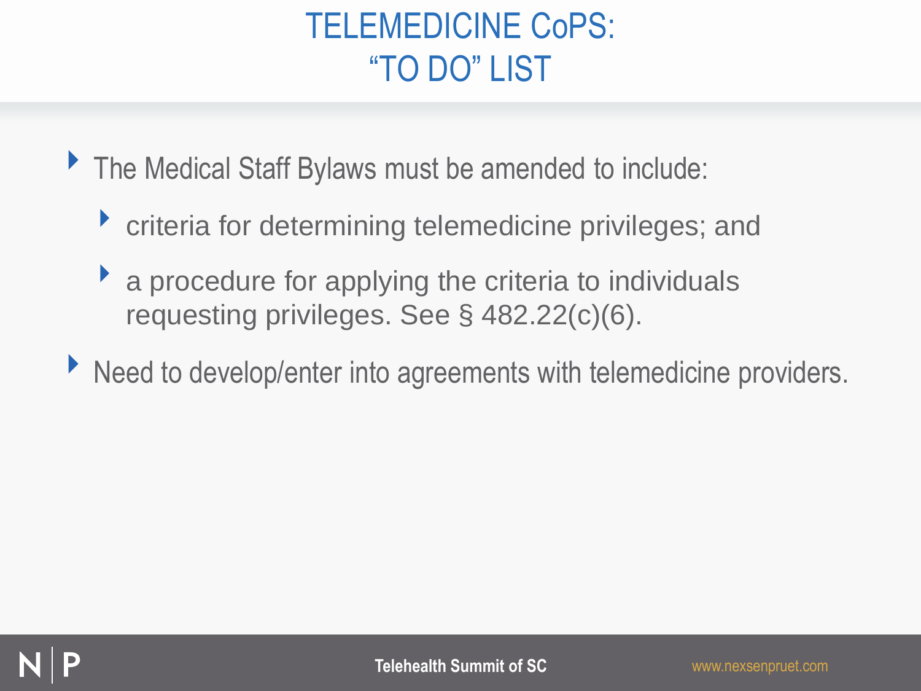# TELEMEDICINE CoPS: "TO DO" LIST

- The Medical Staff Bylaws must be amended to include:
  - criteria for determining telemedicine privileges; and
  - a procedure for applying the criteria to individuals requesting privileges. See § 482.22(c)(6).
- Need to develop/enter into agreements with telemedicine providers.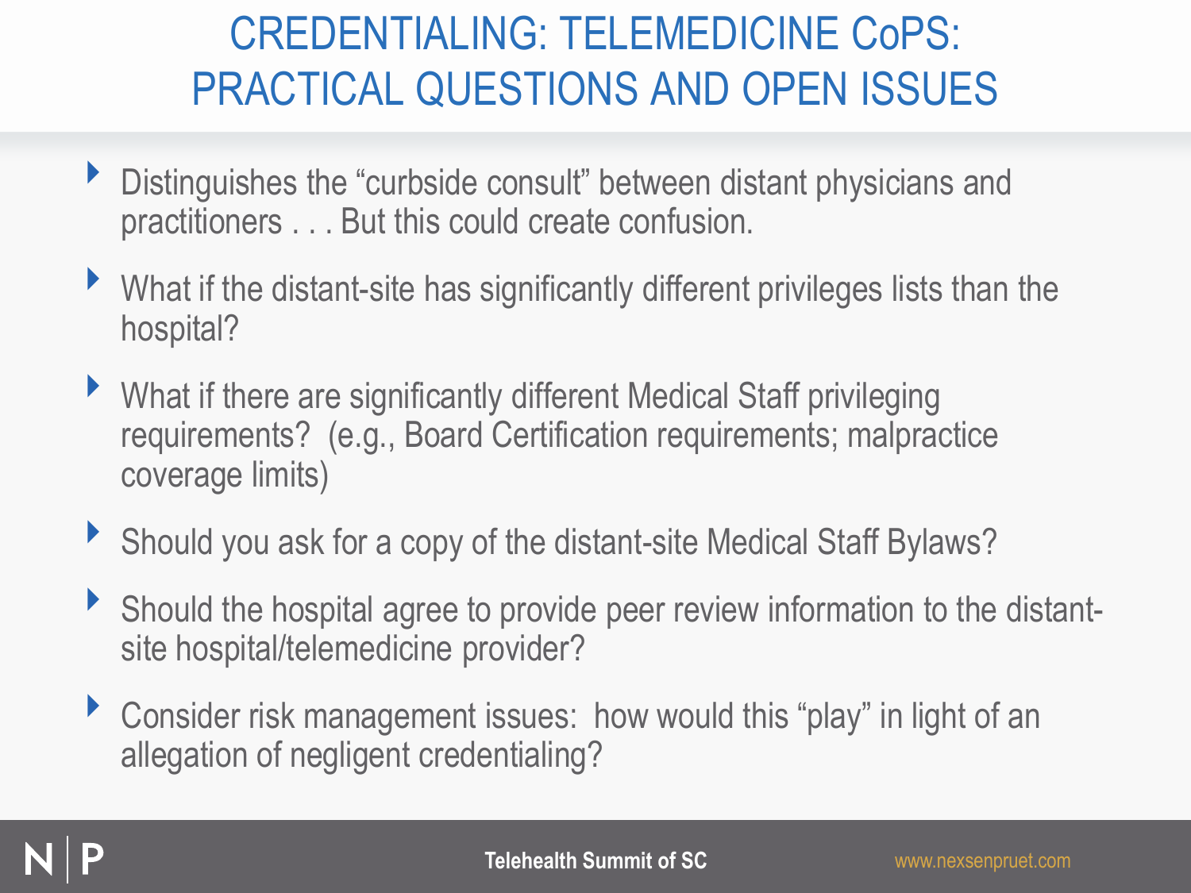# CREDENTIALING: TELEMEDICINE CoPS: PRACTICAL QUESTIONS AND OPEN ISSUES

- Distinguishes the “curbside consult” between distant physicians and practitioners . . . But this could create confusion.
- What if the distant-site has significantly different privileges lists than the hospital?
- What if there are significantly different Medical Staff privileging requirements? (e.g., Board Certification requirements; malpractice coverage limits)
- Should you ask for a copy of the distant-site Medical Staff Bylaws?
- Should the hospital agree to provide peer review information to the distant-site hospital/telemedicine provider?
- Consider risk management issues: how would this “play” in light of an allegation of negligent credentialing?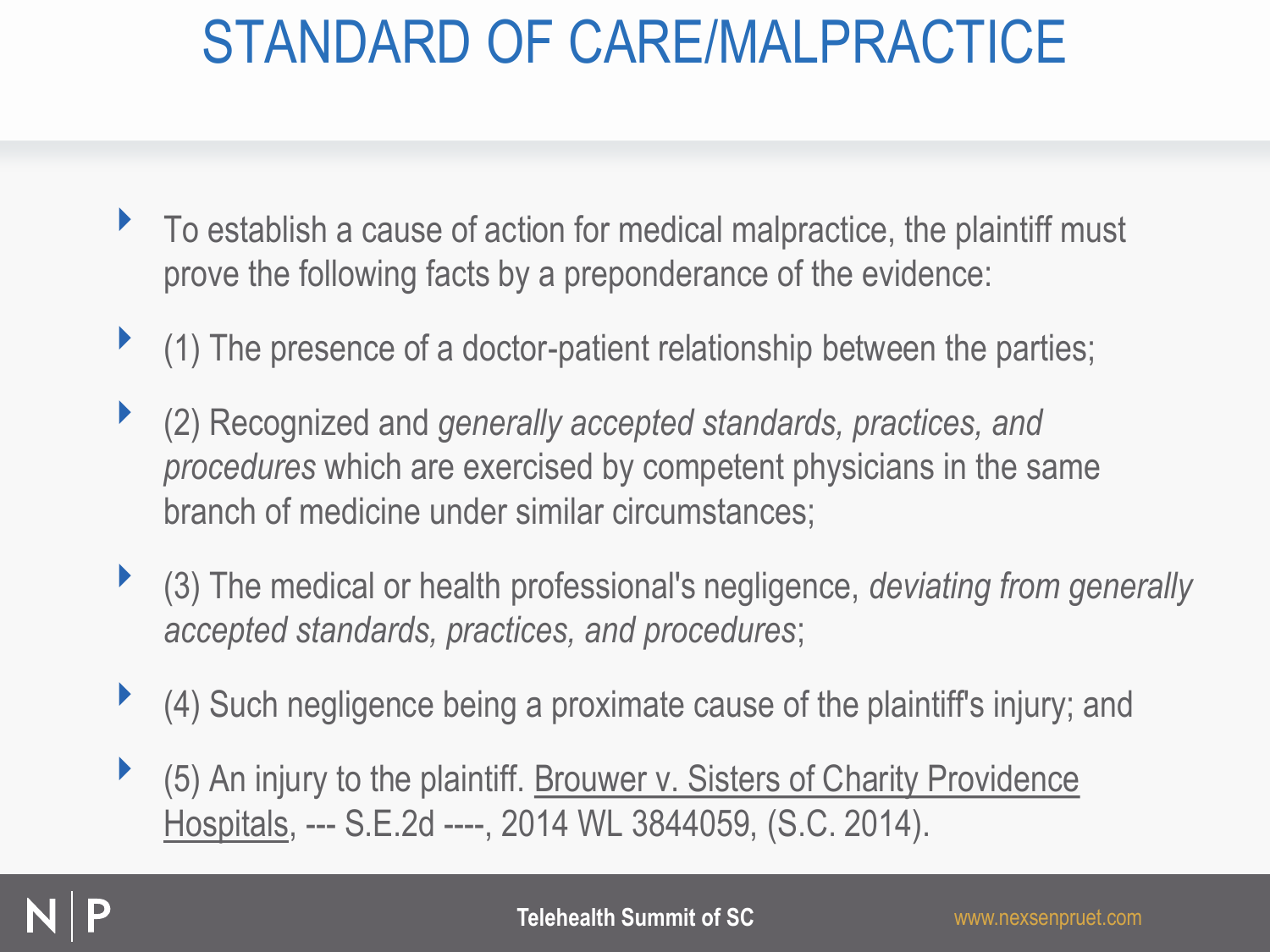# STANDARD OF CARE/MALPRACTICE

- To establish a cause of action for medical malpractice, the plaintiff must prove the following facts by a preponderance of the evidence:
- (1) The presence of a doctor-patient relationship between the parties;
- (2) Recognized and *generally accepted standards, practices, and procedures* which are exercised by competent physicians in the same branch of medicine under similar circumstances;
- (3) The medical or health professional's negligence, *deviating from generally accepted standards, practices, and procedures*;
- (4) Such negligence being a proximate cause of the plaintiff's injury; and
- (5) An injury to the plaintiff. <u>Brouwer v. Sisters of Charity Providence Hospitals</u>, --- S.E.2d ----, 2014 WL 3844059, (S.C. 2014).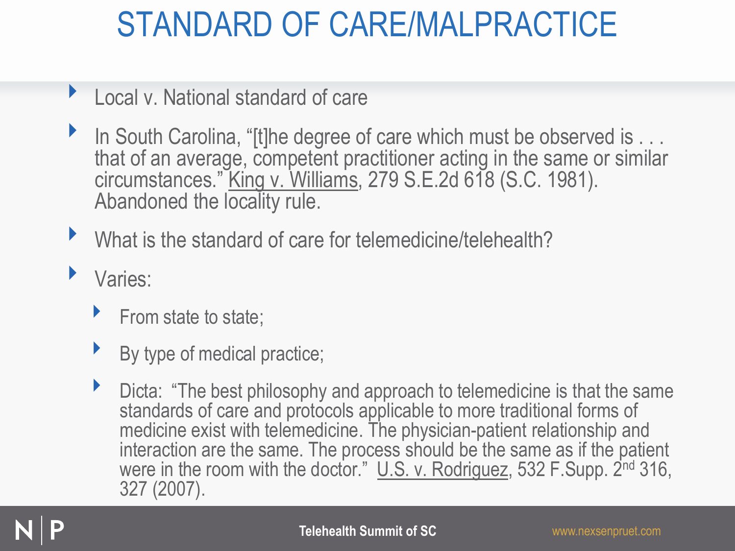# STANDARD OF CARE/MALPRACTICE

- Local v. National standard of care
- In South Carolina, "[t]he degree of care which must be observed is . . . that of an average, competent practitioner acting in the same or similar circumstances." King v. Williams, 279 S.E.2d 618 (S.C. 1981). Abandoned the locality rule.
- What is the standard of care for telemedicine/telehealth?
- Varies:
  - From state to state;
  - By type of medical practice;
  - Dicta: "The best philosophy and approach to telemedicine is that the same standards of care and protocols applicable to more traditional forms of medicine exist with telemedicine. The physician-patient relationship and interaction are the same. The process should be the same as if the patient were in the room with the doctor." U.S. v. Rodriguez, 532 F.Supp. 2nd 316, 327 (2007).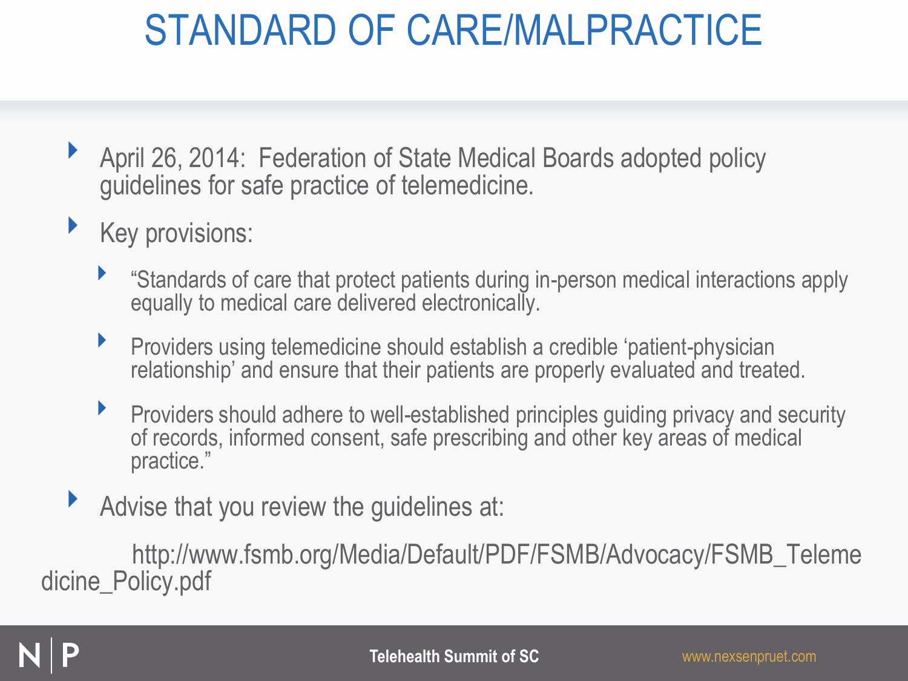# STANDARD OF CARE/MALPRACTICE

- April 26, 2014: Federation of State Medical Boards adopted policy guidelines for safe practice of telemedicine.
- Key provisions:
  - "Standards of care that protect patients during in-person medical interactions apply equally to medical care delivered electronically.
  - Providers using telemedicine should establish a credible 'patient-physician relationship' and ensure that their patients are properly evaluated and treated.
  - Providers should adhere to well-established principles guiding privacy and security of records, informed consent, safe prescribing and other key areas of medical practice."
- Advise that you review the guidelines at:

  http://www.fsmb.org/Media/Default/PDF/FSMB/Advocacy/FSMB_Telemedicine_Policy.pdf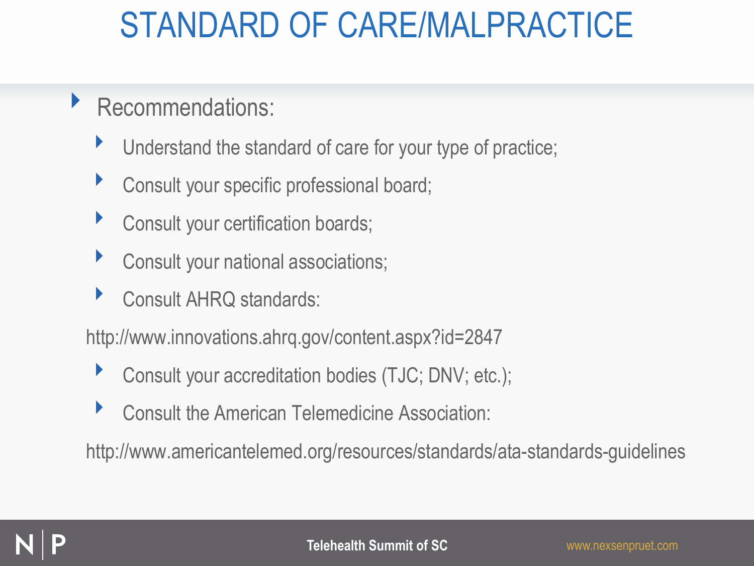# STANDARD OF CARE/MALPRACTICE

- Recommendations:
  - Understand the standard of care for your type of practice;
  - Consult your specific professional board;
  - Consult your certification boards;
  - Consult your national associations;
  - Consult AHRQ standards:

  http://www.innovations.ahrq.gov/content.aspx?id=2847

  - Consult your accreditation bodies (TJC; DNV; etc.);
  - Consult the American Telemedicine Association:

  http://www.americantelemed.org/resources/standards/ata-standards-guidelines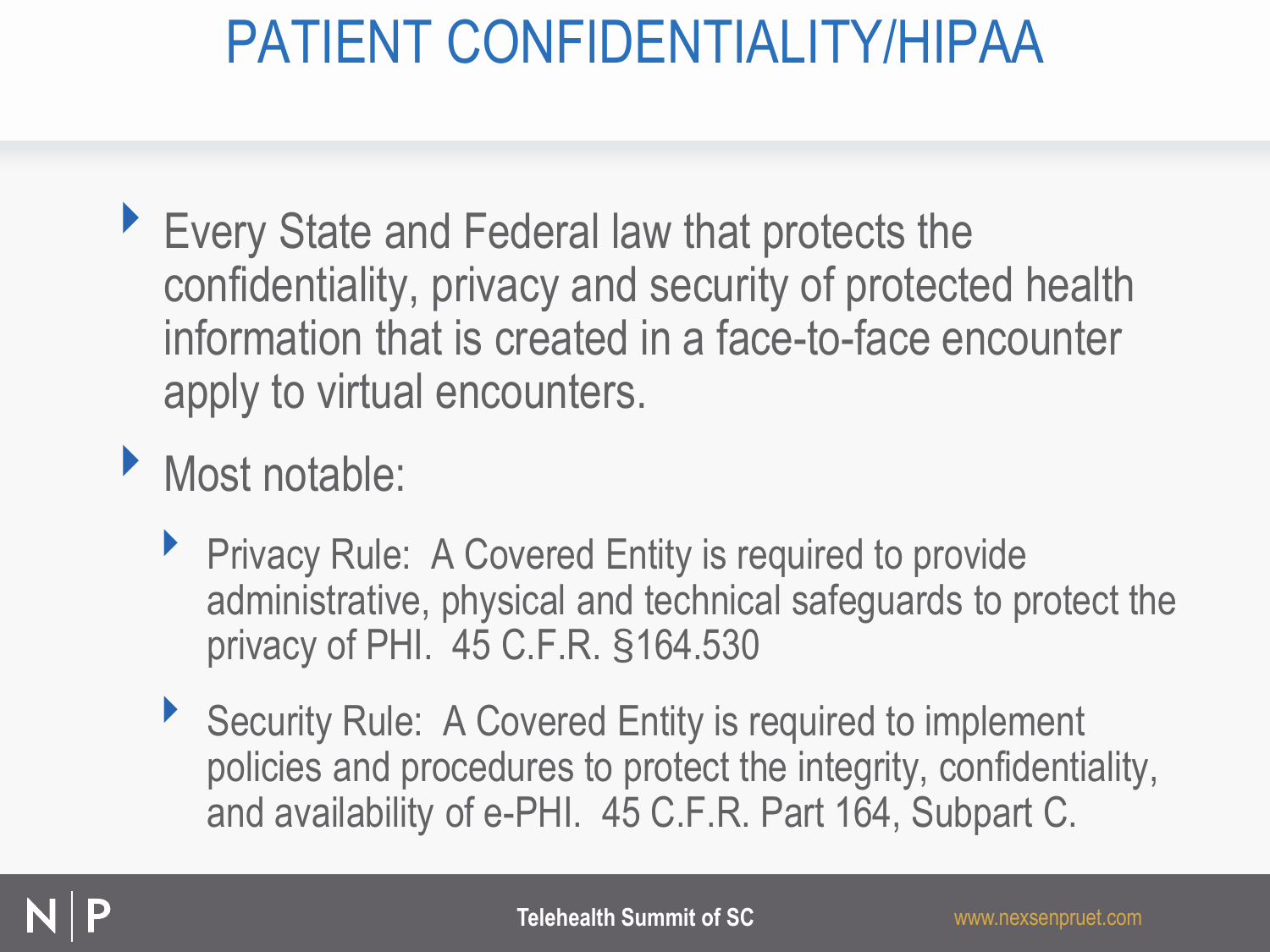# PATIENT CONFIDENTIALITY/HIPAA

- Every State and Federal law that protects the confidentiality, privacy and security of protected health information that is created in a face-to-face encounter apply to virtual encounters.
- Most notable:
  - Privacy Rule: A Covered Entity is required to provide administrative, physical and technical safeguards to protect the privacy of PHI. 45 C.F.R. §164.530
  - Security Rule: A Covered Entity is required to implement policies and procedures to protect the integrity, confidentiality, and availability of e-PHI. 45 C.F.R. Part 164, Subpart C.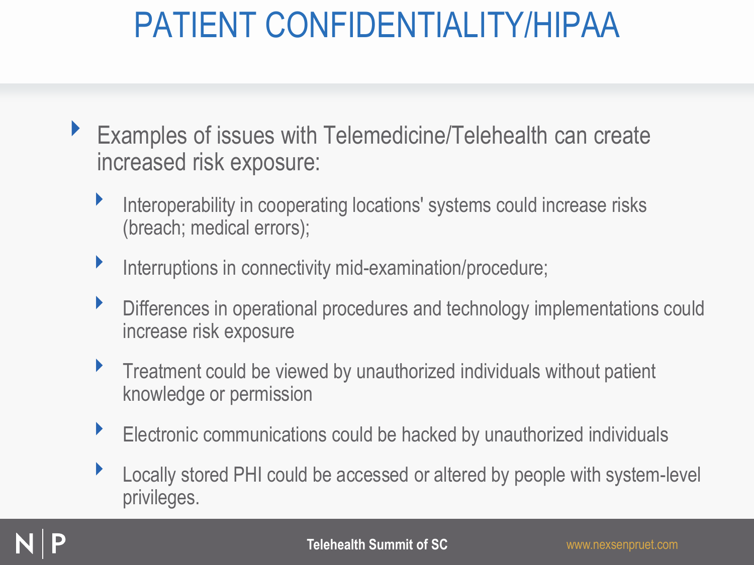# PATIENT CONFIDENTIALITY/HIPAA

- Examples of issues with Telemedicine/Telehealth can create increased risk exposure:
  - Interoperability in cooperating locations' systems could increase risks (breach; medical errors);
  - Interruptions in connectivity mid-examination/procedure;
  - Differences in operational procedures and technology implementations could increase risk exposure
  - Treatment could be viewed by unauthorized individuals without patient knowledge or permission
  - Electronic communications could be hacked by unauthorized individuals
  - Locally stored PHI could be accessed or altered by people with system-level privileges.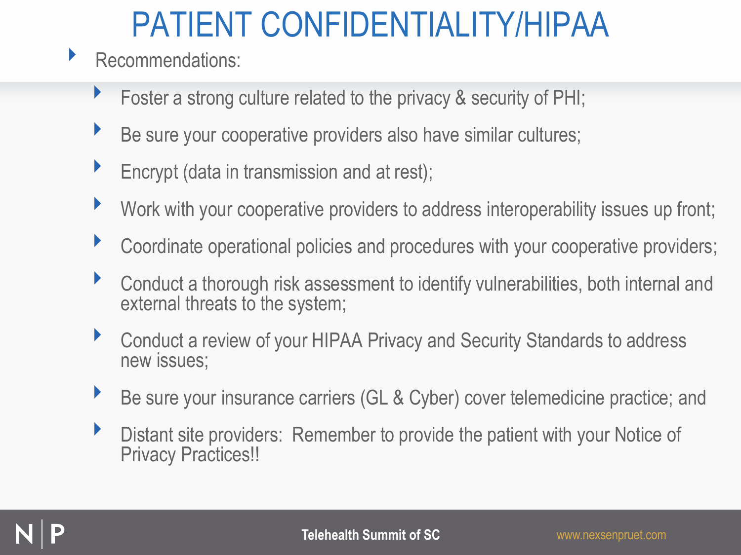# PATIENT CONFIDENTIALITY/HIPAA

- Recommendations:
  - Foster a strong culture related to the privacy & security of PHI;
  - Be sure your cooperative providers also have similar cultures;
  - Encrypt (data in transmission and at rest);
  - Work with your cooperative providers to address interoperability issues up front;
  - Coordinate operational policies and procedures with your cooperative providers;
  - Conduct a thorough risk assessment to identify vulnerabilities, both internal and external threats to the system;
  - Conduct a review of your HIPAA Privacy and Security Standards to address new issues;
  - Be sure your insurance carriers (GL & Cyber) cover telemedicine practice; and
  - Distant site providers:  Remember to provide the patient with your Notice of Privacy Practices!!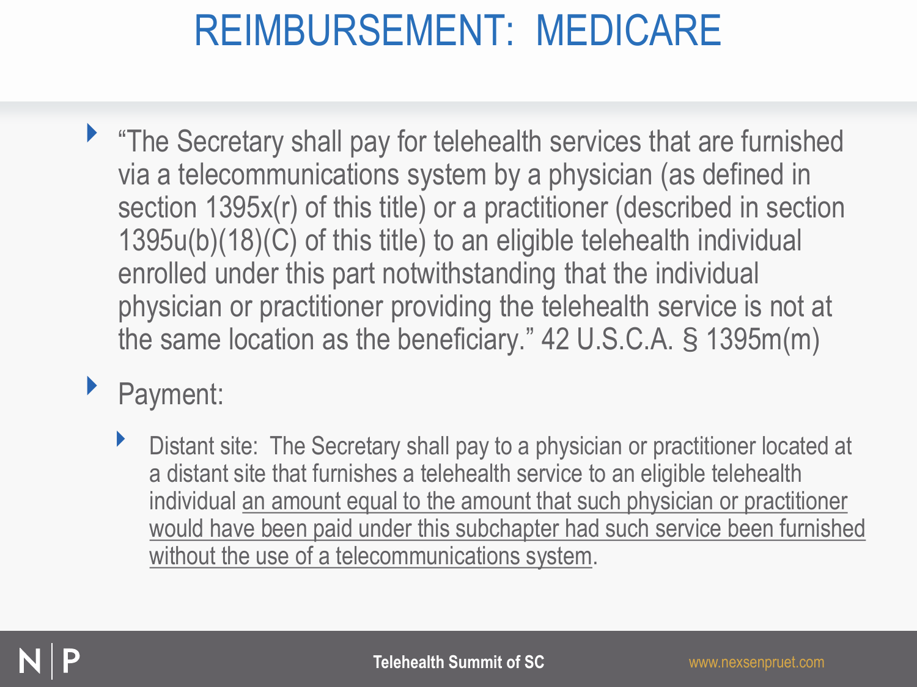# REIMBURSEMENT: MEDICARE

- "The Secretary shall pay for telehealth services that are furnished via a telecommunications system by a physician (as defined in section 1395x(r) of this title) or a practitioner (described in section 1395u(b)(18)(C) of this title) to an eligible telehealth individual enrolled under this part notwithstanding that the individual physician or practitioner providing the telehealth service is not at the same location as the beneficiary." 42 U.S.C.A. § 1395m(m)
- Payment:
  - Distant site: The Secretary shall pay to a physician or practitioner located at a distant site that furnishes a telehealth service to an eligible telehealth individual <u>an amount equal to the amount that such physician or practitioner would have been paid under this subchapter had such service been furnished without the use of a telecommunications system</u>.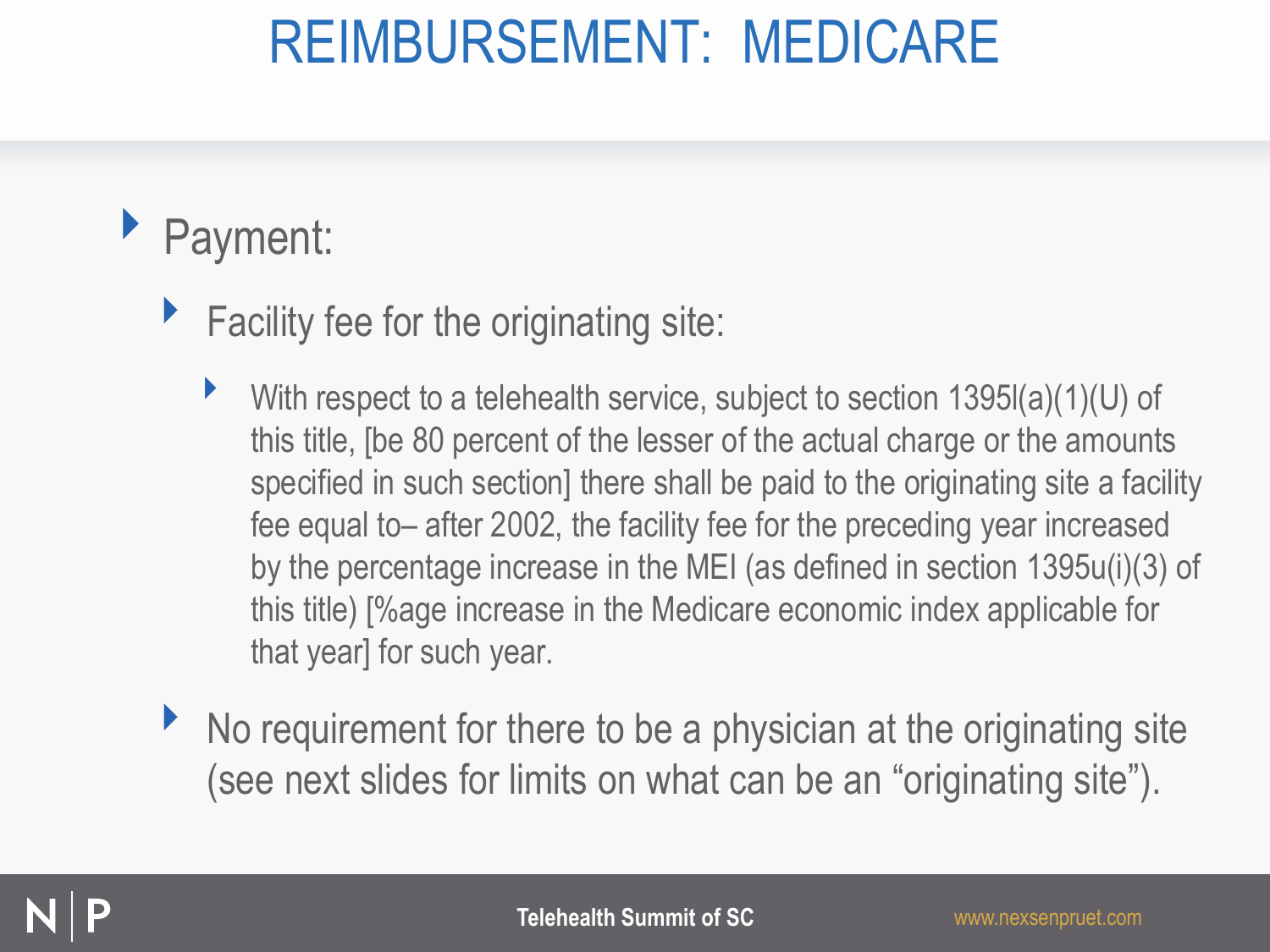# REIMBURSEMENT: MEDICARE

- Payment:
  - Facility fee for the originating site:
    - With respect to a telehealth service, subject to section 1395l(a)(1)(U) of this title, [be 80 percent of the lesser of the actual charge or the amounts specified in such section] there shall be paid to the originating site a facility fee equal to– after 2002, the facility fee for the preceding year increased by the percentage increase in the MEI (as defined in section 1395u(i)(3) of this title) [%age increase in the Medicare economic index applicable for that year] for such year.
  - No requirement for there to be a physician at the originating site (see next slides for limits on what can be an "originating site").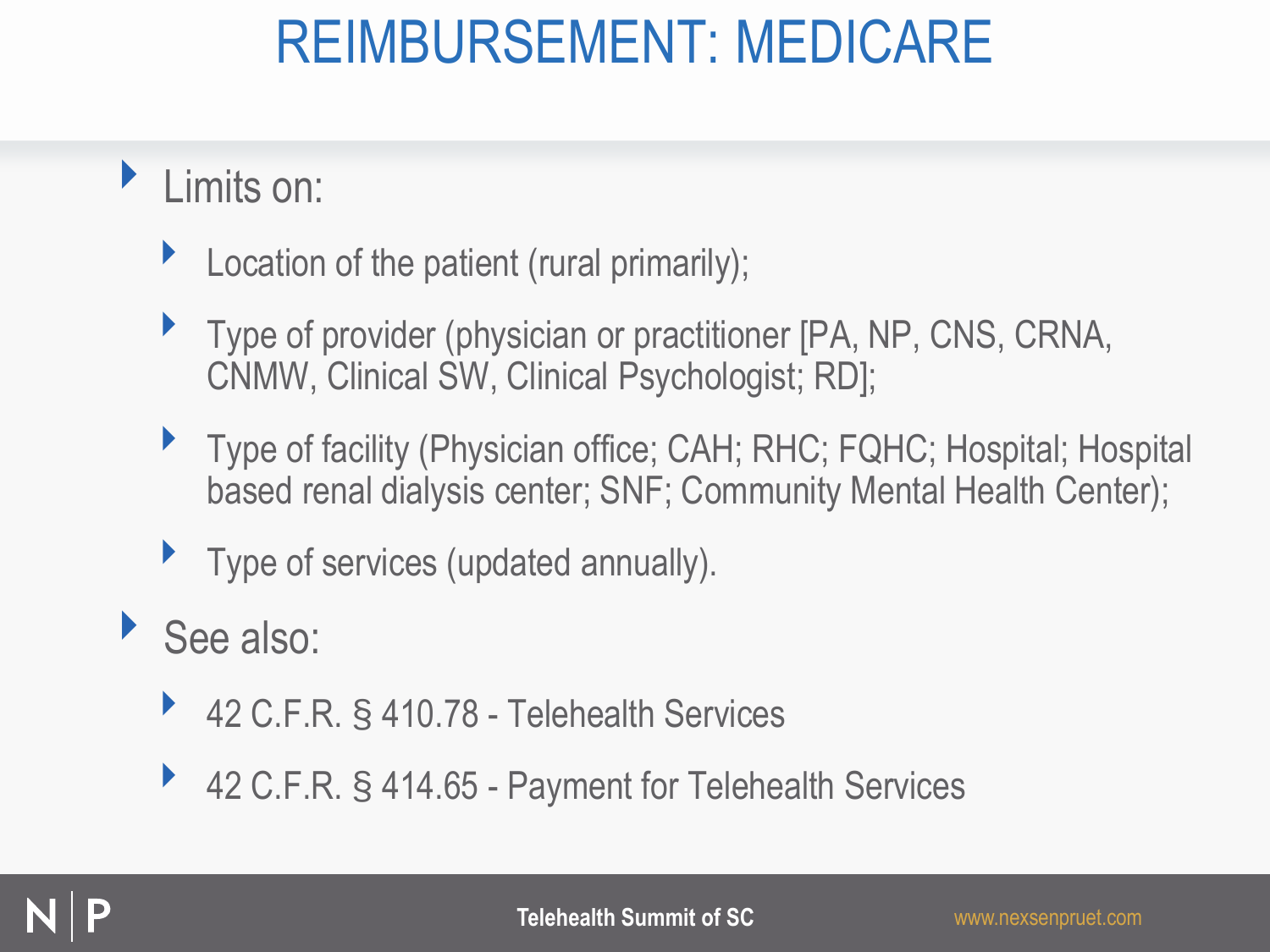# REIMBURSEMENT: MEDICARE

- Limits on:
  - Location of the patient (rural primarily);
  - Type of provider (physician or practitioner [PA, NP, CNS, CRNA, CNMW, Clinical SW, Clinical Psychologist; RD];
  - Type of facility (Physician office; CAH; RHC; FQHC; Hospital; Hospital based renal dialysis center; SNF; Community Mental Health Center);
  - Type of services (updated annually).
- See also:
  - 42 C.F.R. § 410.78 - Telehealth Services
  - 42 C.F.R. § 414.65 - Payment for Telehealth Services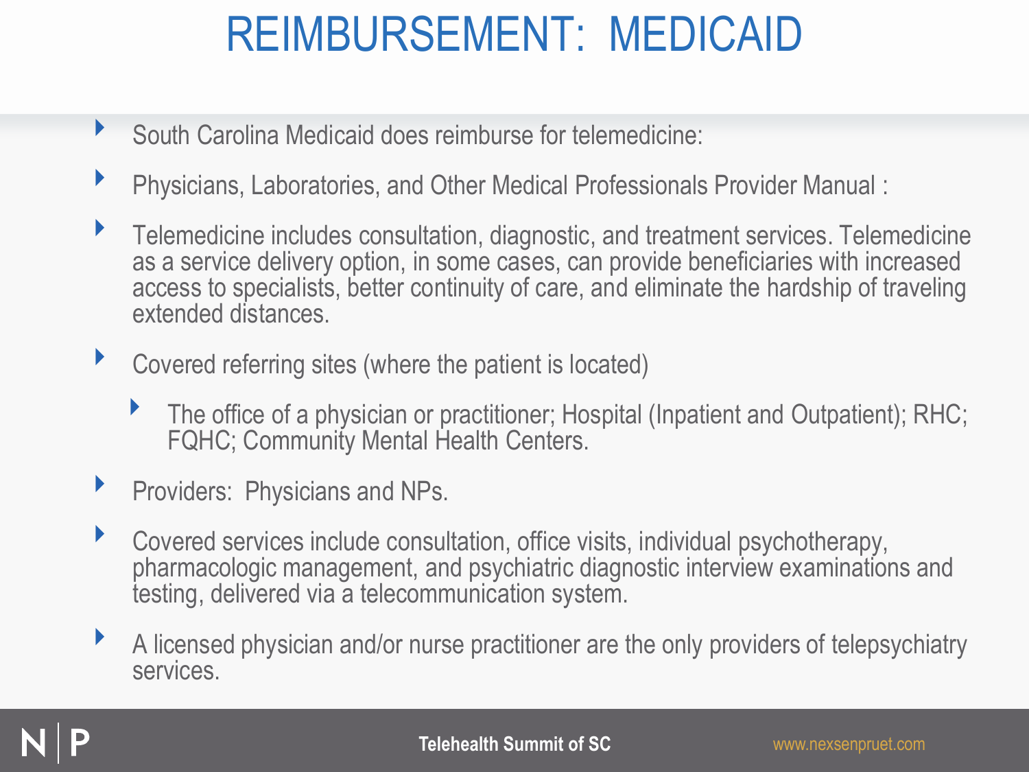# REIMBURSEMENT: MEDICAID

- South Carolina Medicaid does reimburse for telemedicine:
- Physicians, Laboratories, and Other Medical Professionals Provider Manual :
- Telemedicine includes consultation, diagnostic, and treatment services. Telemedicine as a service delivery option, in some cases, can provide beneficiaries with increased access to specialists, better continuity of care, and eliminate the hardship of traveling extended distances.
- Covered referring sites (where the patient is located)
  - The office of a physician or practitioner; Hospital (Inpatient and Outpatient); RHC; FQHC; Community Mental Health Centers.
- Providers: Physicians and NPs.
- Covered services include consultation, office visits, individual psychotherapy, pharmacologic management, and psychiatric diagnostic interview examinations and testing, delivered via a telecommunication system.
- A licensed physician and/or nurse practitioner are the only providers of telepsychiatry services.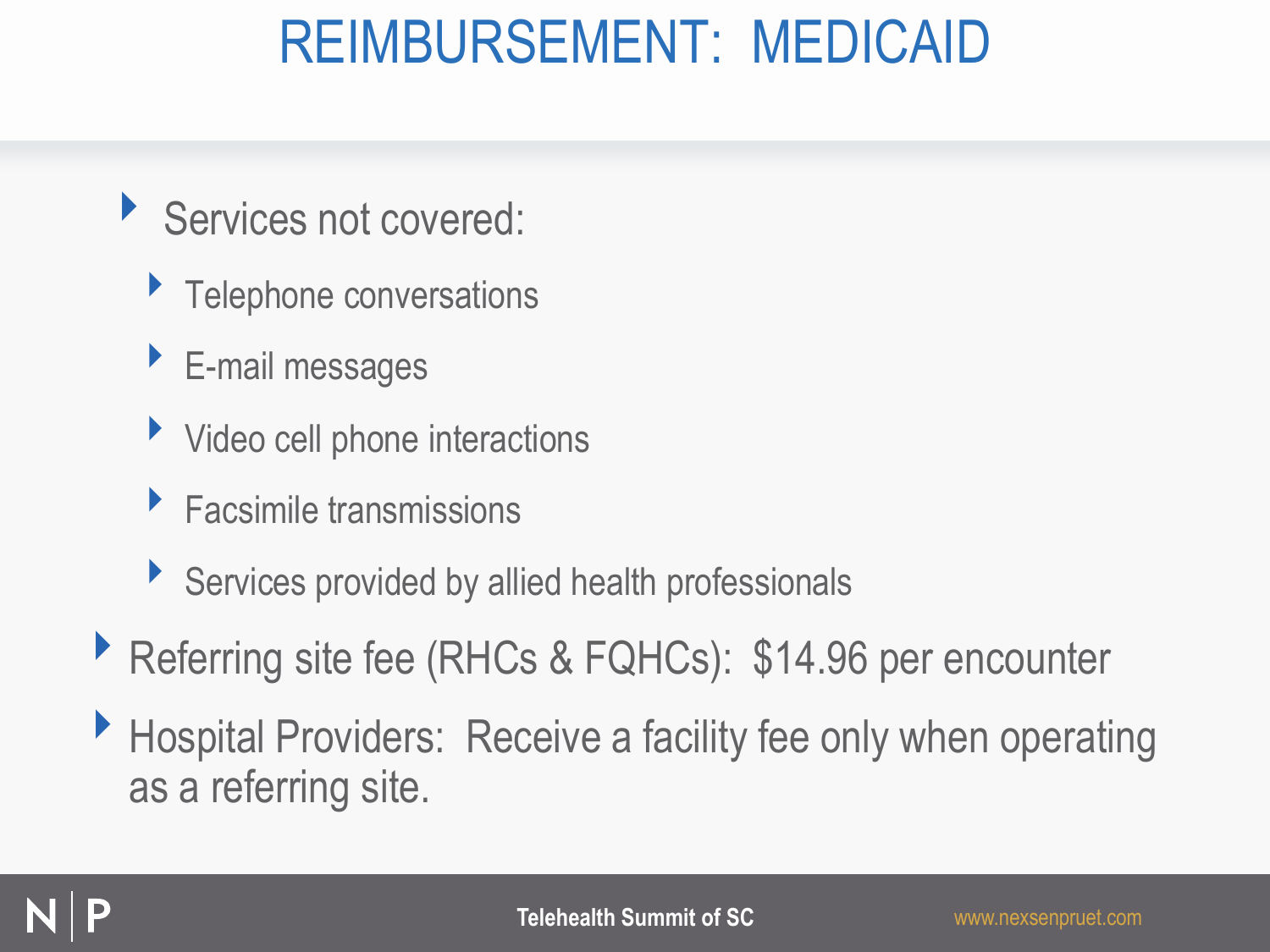# REIMBURSEMENT: MEDICAID

- Services not covered:
  - Telephone conversations
  - E-mail messages
  - Video cell phone interactions
  - Facsimile transmissions
  - Services provided by allied health professionals
- Referring site fee (RHCs & FQHCs): $14.96 per encounter
- Hospital Providers: Receive a facility fee only when operating as a referring site.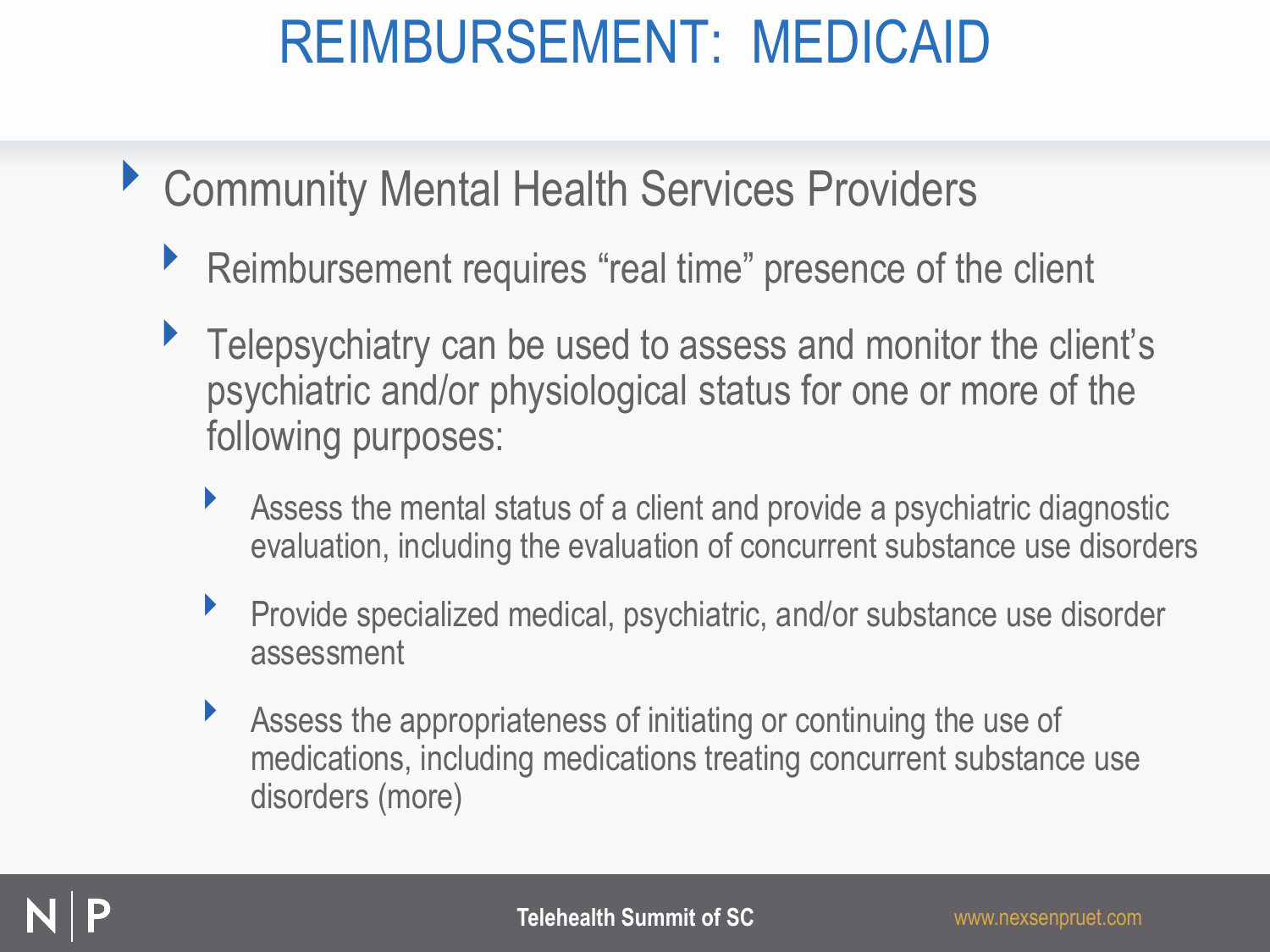# REIMBURSEMENT: MEDICAID

- Community Mental Health Services Providers
  - Reimbursement requires "real time" presence of the client
  - Telepsychiatry can be used to assess and monitor the client's psychiatric and/or physiological status for one or more of the following purposes:
    - Assess the mental status of a client and provide a psychiatric diagnostic evaluation, including the evaluation of concurrent substance use disorders
    - Provide specialized medical, psychiatric, and/or substance use disorder assessment
    - Assess the appropriateness of initiating or continuing the use of medications, including medications treating concurrent substance use disorders (more)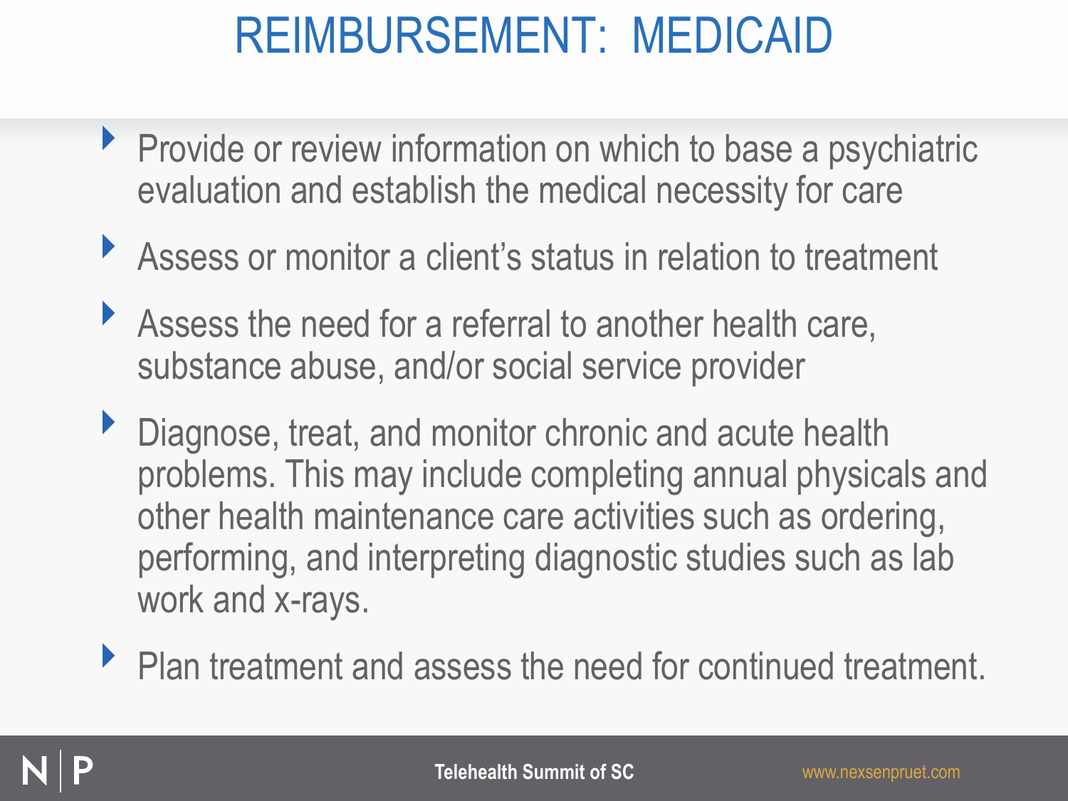# REIMBURSEMENT: MEDICAID

- Provide or review information on which to base a psychiatric evaluation and establish the medical necessity for care
- Assess or monitor a client's status in relation to treatment
- Assess the need for a referral to another health care, substance abuse, and/or social service provider
- Diagnose, treat, and monitor chronic and acute health problems. This may include completing annual physicals and other health maintenance care activities such as ordering, performing, and interpreting diagnostic studies such as lab work and x-rays.
- Plan treatment and assess the need for continued treatment.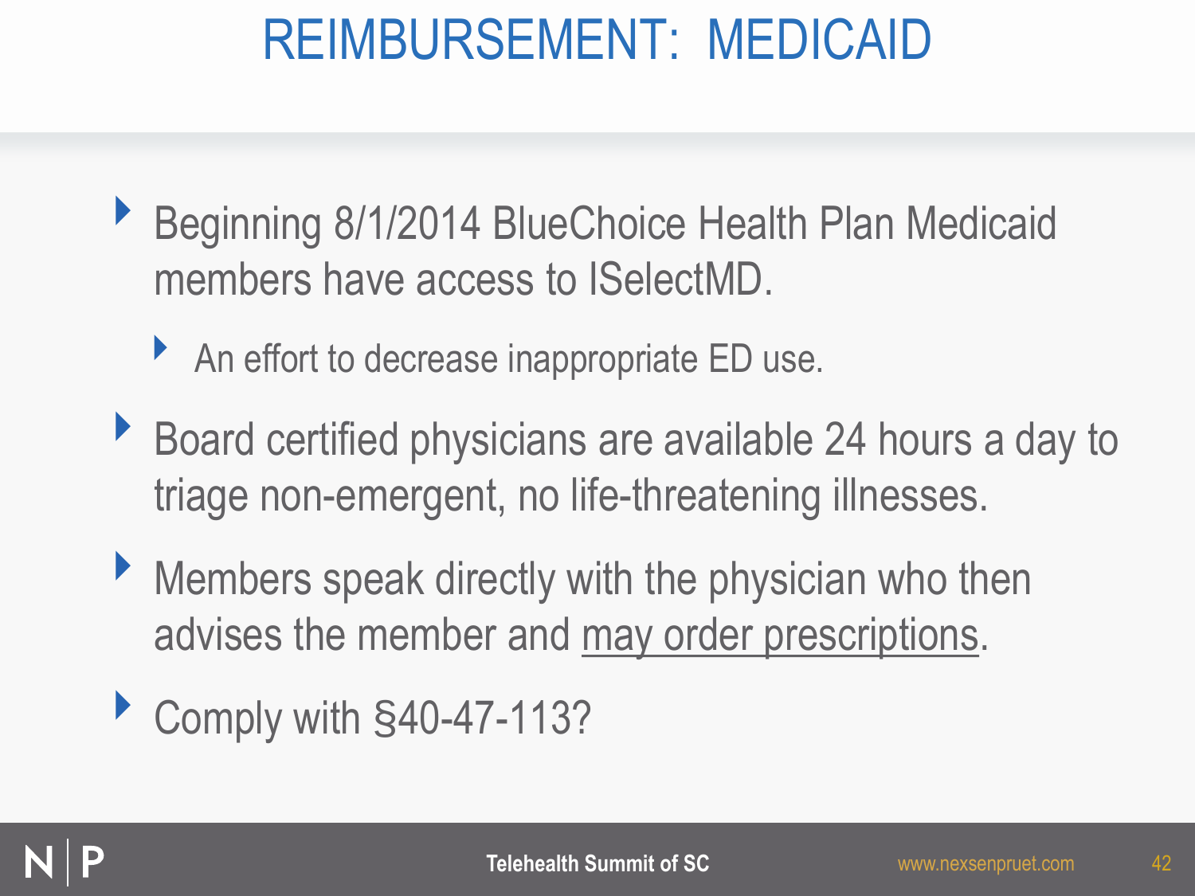# REIMBURSEMENT: MEDICAID

- Beginning 8/1/2014 BlueChoice Health Plan Medicaid members have access to ISelectMD.
  - An effort to decrease inappropriate ED use.
- Board certified physicians are available 24 hours a day to triage non-emergent, no life-threatening illnesses.
- Members speak directly with the physician who then advises the member and <u>may order prescriptions</u>.
- Comply with §40-47-113?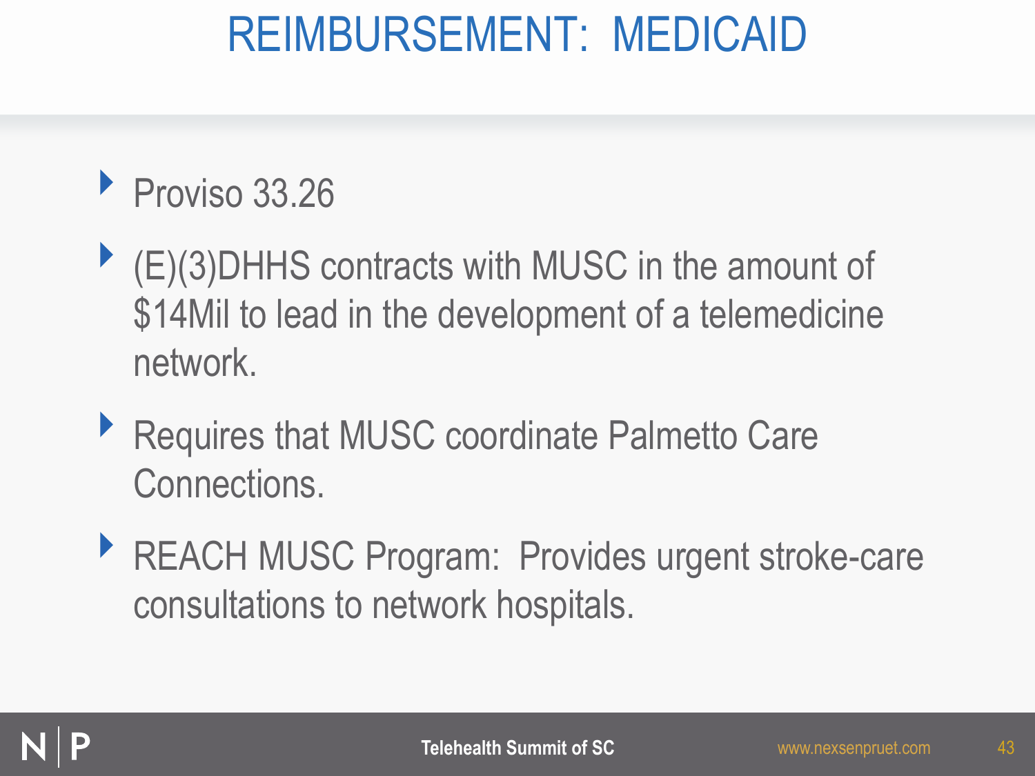# REIMBURSEMENT: MEDICAID

- Proviso 33.26
- (E)(3)DHHS contracts with MUSC in the amount of $14Mil to lead in the development of a telemedicine network.
- Requires that MUSC coordinate Palmetto Care Connections.
- REACH MUSC Program: Provides urgent stroke-care consultations to network hospitals.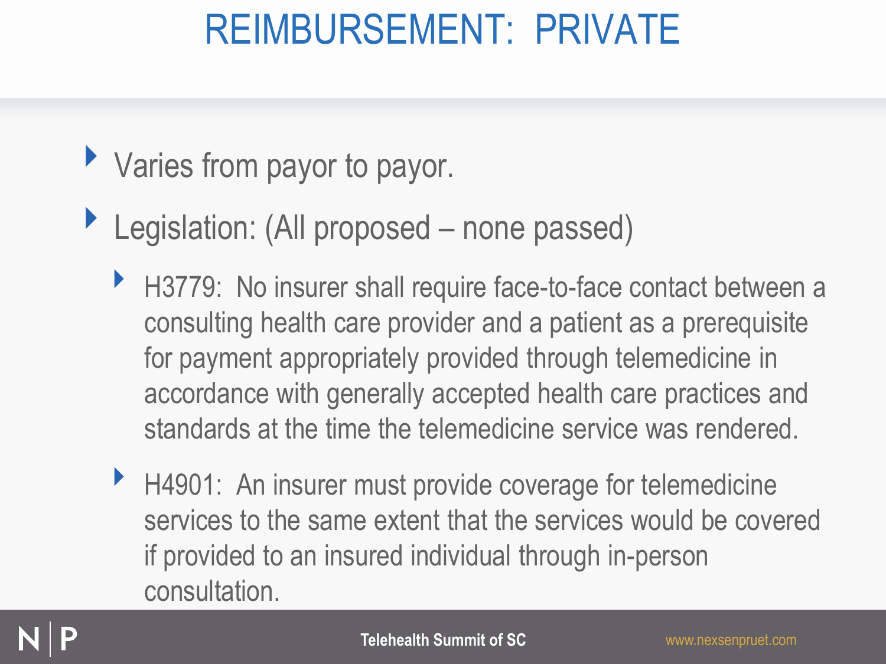# REIMBURSEMENT: PRIVATE

- Varies from payor to payor.
- Legislation: (All proposed – none passed)
  - H3779: No insurer shall require face-to-face contact between a consulting health care provider and a patient as a prerequisite for payment appropriately provided through telemedicine in accordance with generally accepted health care practices and standards at the time the telemedicine service was rendered.
  - H4901: An insurer must provide coverage for telemedicine services to the same extent that the services would be covered if provided to an insured individual through in-person consultation.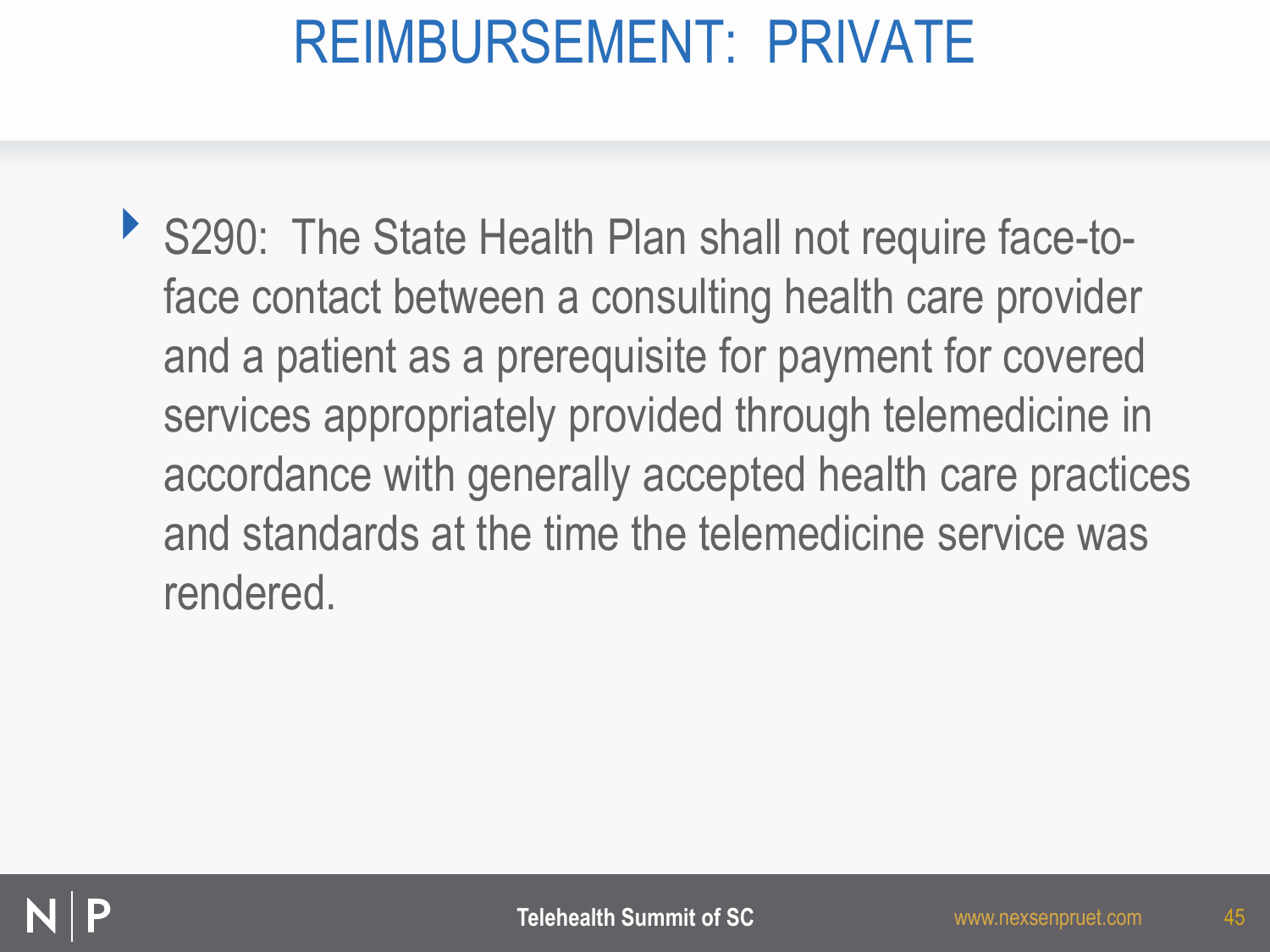# REIMBURSEMENT: PRIVATE

- S290: The State Health Plan shall not require face-to-face contact between a consulting health care provider and a patient as a prerequisite for payment for covered services appropriately provided through telemedicine in accordance with generally accepted health care practices and standards at the time the telemedicine service was rendered.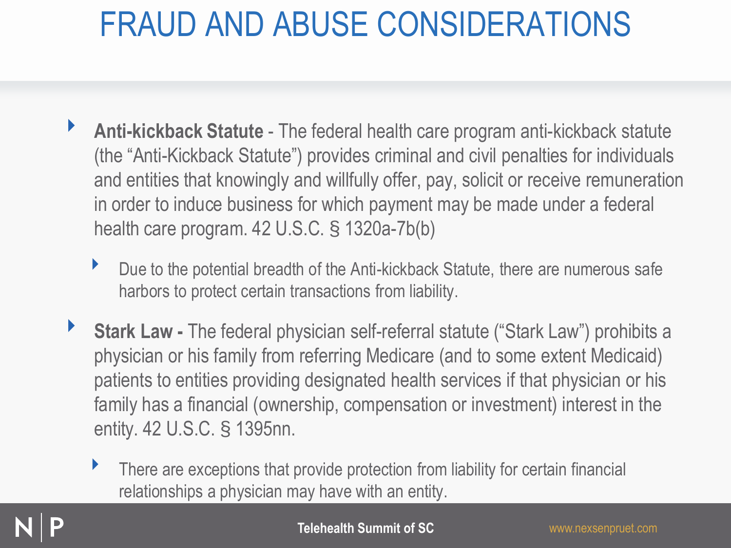# FRAUD AND ABUSE CONSIDERATIONS

- **Anti-kickback Statute** - The federal health care program anti-kickback statute (the "Anti-Kickback Statute") provides criminal and civil penalties for individuals and entities that knowingly and willfully offer, pay, solicit or receive remuneration in order to induce business for which payment may be made under a federal health care program. 42 U.S.C. § 1320a-7b(b)
  - Due to the potential breadth of the Anti-kickback Statute, there are numerous safe harbors to protect certain transactions from liability.
- **Stark Law -** The federal physician self-referral statute ("Stark Law") prohibits a physician or his family from referring Medicare (and to some extent Medicaid) patients to entities providing designated health services if that physician or his family has a financial (ownership, compensation or investment) interest in the entity. 42 U.S.C. § 1395nn.
  - There are exceptions that provide protection from liability for certain financial relationships a physician may have with an entity.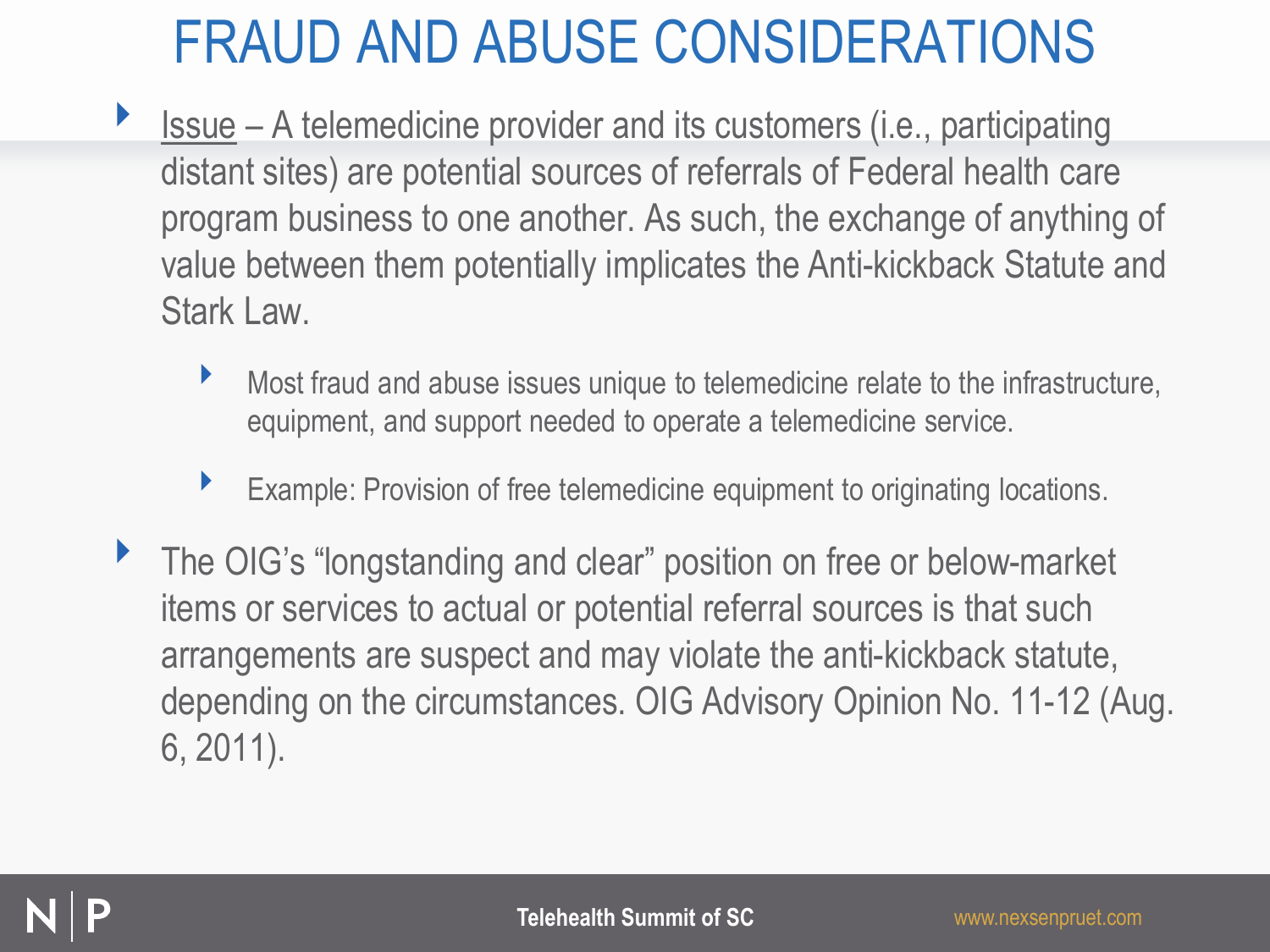# FRAUD AND ABUSE CONSIDERATIONS

- Issue – A telemedicine provider and its customers (i.e., participating distant sites) are potential sources of referrals of Federal health care program business to one another. As such, the exchange of anything of value between them potentially implicates the Anti-kickback Statute and Stark Law.
  - Most fraud and abuse issues unique to telemedicine relate to the infrastructure, equipment, and support needed to operate a telemedicine service.
  - Example: Provision of free telemedicine equipment to originating locations.
- The OIG's "longstanding and clear" position on free or below-market items or services to actual or potential referral sources is that such arrangements are suspect and may violate the anti-kickback statute, depending on the circumstances. OIG Advisory Opinion No. 11-12 (Aug. 6, 2011).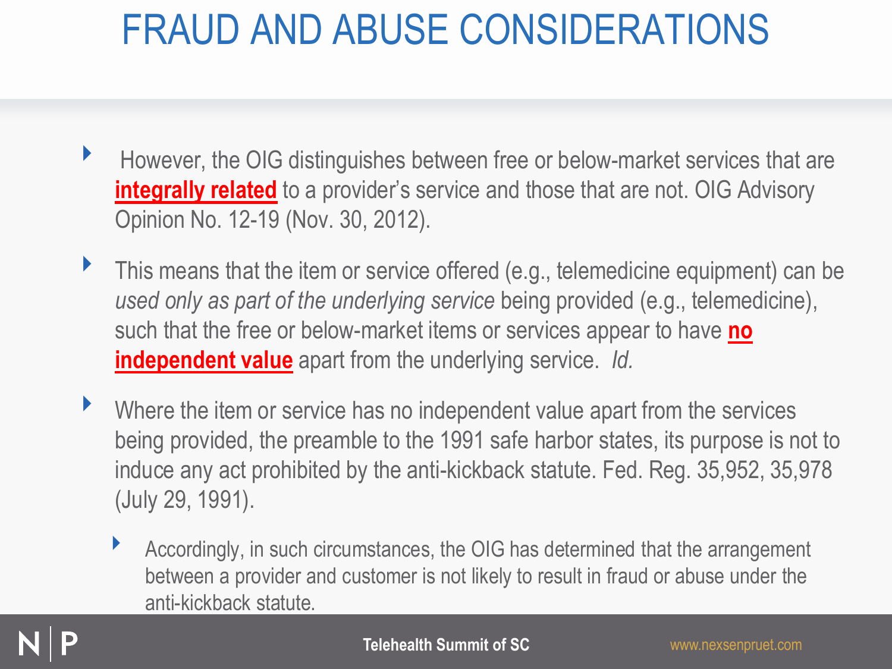# FRAUD AND ABUSE CONSIDERATIONS

- However, the OIG distinguishes between free or below-market services that are **integrally related** to a provider's service and those that are not. OIG Advisory Opinion No. 12-19 (Nov. 30, 2012).
- This means that the item or service offered (e.g., telemedicine equipment) can be *used only as part of the underlying service* being provided (e.g., telemedicine), such that the free or below-market items or services appear to have **no independent value** apart from the underlying service. *Id.*
- Where the item or service has no independent value apart from the services being provided, the preamble to the 1991 safe harbor states, its purpose is not to induce any act prohibited by the anti-kickback statute. Fed. Reg. 35,952, 35,978 (July 29, 1991).
  - Accordingly, in such circumstances, the OIG has determined that the arrangement between a provider and customer is not likely to result in fraud or abuse under the anti-kickback statute.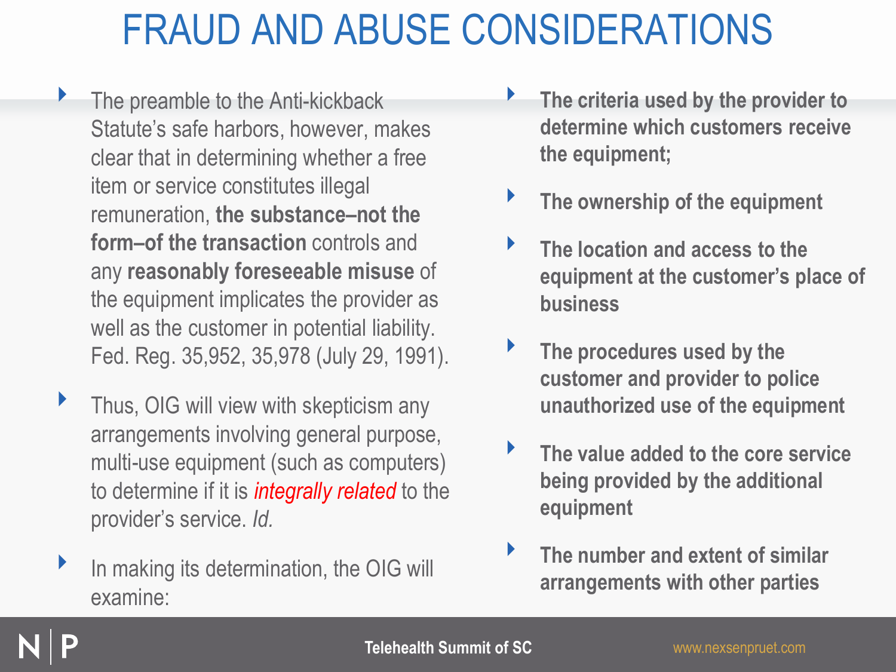# FRAUD AND ABUSE CONSIDERATIONS

- The preamble to the Anti-kickback Statute's safe harbors, however, makes clear that in determining whether a free item or service constitutes illegal remuneration, **the substance–not the form–of the transaction** controls and any **reasonably foreseeable misuse** of the equipment implicates the provider as well as the customer in potential liability. Fed. Reg. 35,952, 35,978 (July 29, 1991).
- Thus, OIG will view with skepticism any arrangements involving general purpose, multi-use equipment (such as computers) to determine if it is *integrally related* to the provider's service. *Id.*
- In making its determination, the OIG will examine:
- **The criteria used by the provider to determine which customers receive the equipment;**
- **The ownership of the equipment**
- **The location and access to the equipment at the customer's place of business**
- **The procedures used by the customer and provider to police unauthorized use of the equipment**
- **The value added to the core service being provided by the additional equipment**
- **The number and extent of similar arrangements with other parties**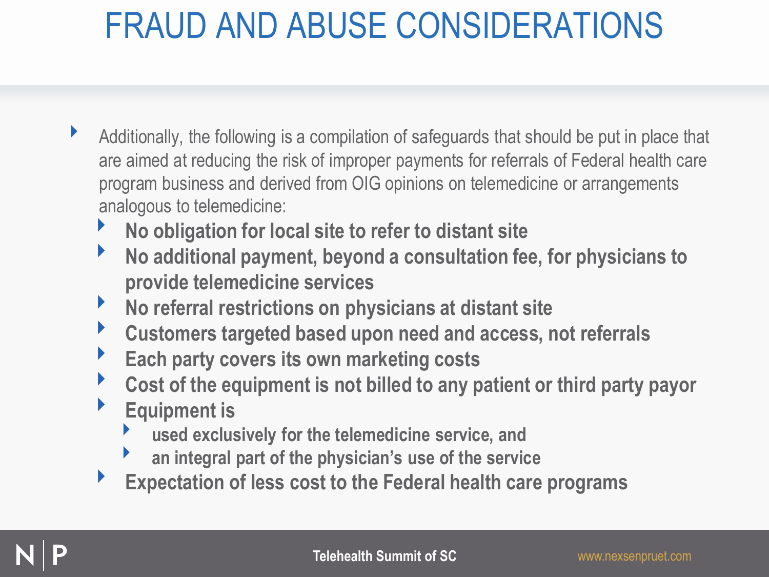# FRAUD AND ABUSE CONSIDERATIONS

- Additionally, the following is a compilation of safeguards that should be put in place that are aimed at reducing the risk of improper payments for referrals of Federal health care program business and derived from OIG opinions on telemedicine or arrangements analogous to telemedicine:
  - **No obligation for local site to refer to distant site**
  - **No additional payment, beyond a consultation fee, for physicians to provide telemedicine services**
  - **No referral restrictions on physicians at distant site**
  - **Customers targeted based upon need and access, not referrals**
  - **Each party covers its own marketing costs**
  - **Cost of the equipment is not billed to any patient or third party payor**
  - **Equipment is**
    - **used exclusively for the telemedicine service, and**
    - **an integral part of the physician's use of the service**
  - **Expectation of less cost to the Federal health care programs**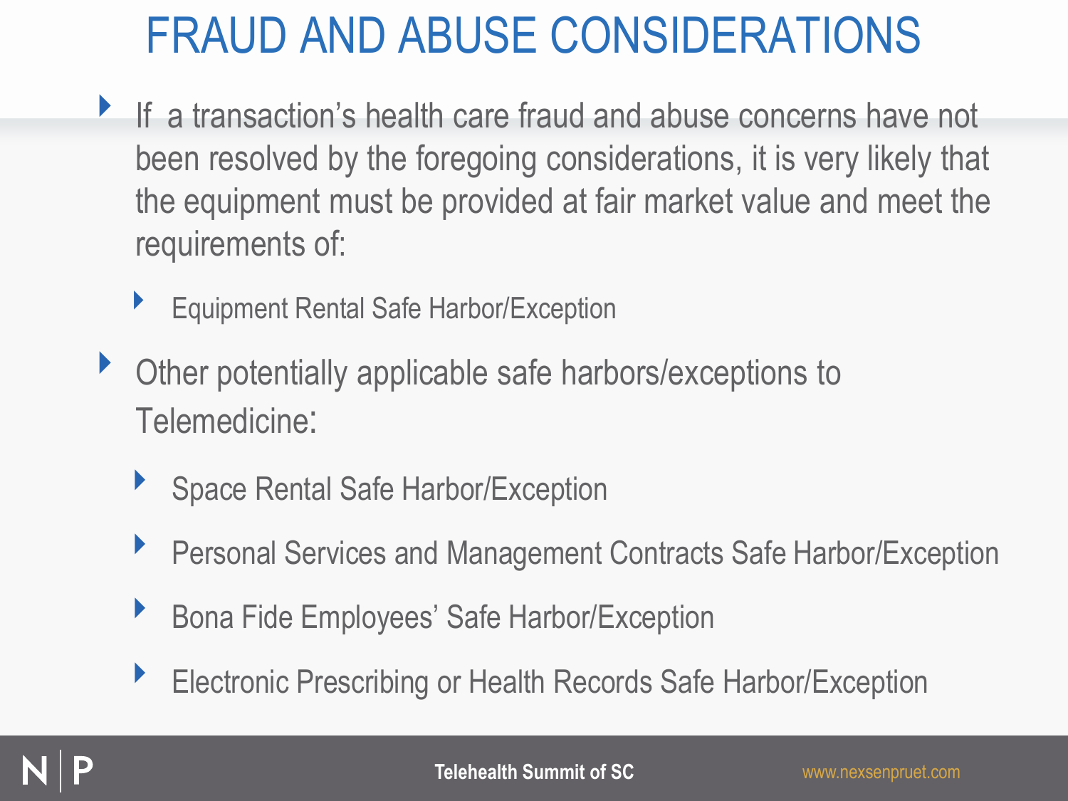# FRAUD AND ABUSE CONSIDERATIONS

- If a transaction's health care fraud and abuse concerns have not been resolved by the foregoing considerations, it is very likely that the equipment must be provided at fair market value and meet the requirements of:
  - Equipment Rental Safe Harbor/Exception
- Other potentially applicable safe harbors/exceptions to Telemedicine:
  - Space Rental Safe Harbor/Exception
  - Personal Services and Management Contracts Safe Harbor/Exception
  - Bona Fide Employees' Safe Harbor/Exception
  - Electronic Prescribing or Health Records Safe Harbor/Exception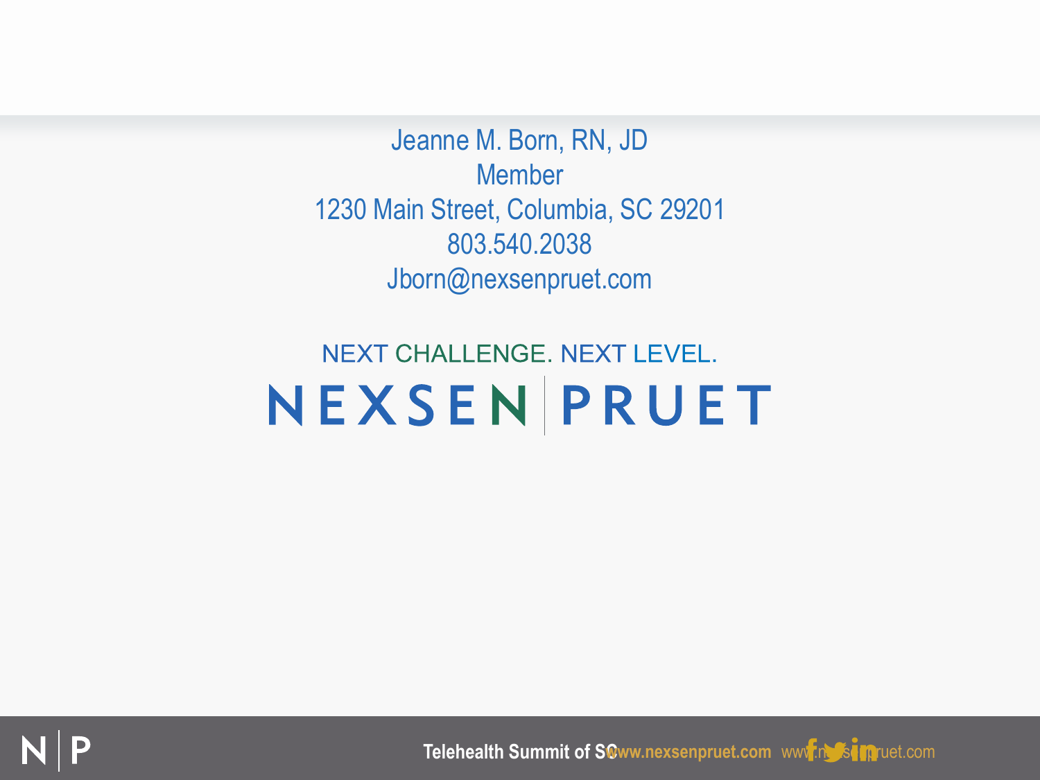Jeanne M. Born, RN, JD

Member

1230 Main Street, Columbia, SC 29201

803.540.2038

Jborn@nexsenpruet.com

NEXT CHALLENGE. NEXT LEVEL.

NEXSEN | PRUET